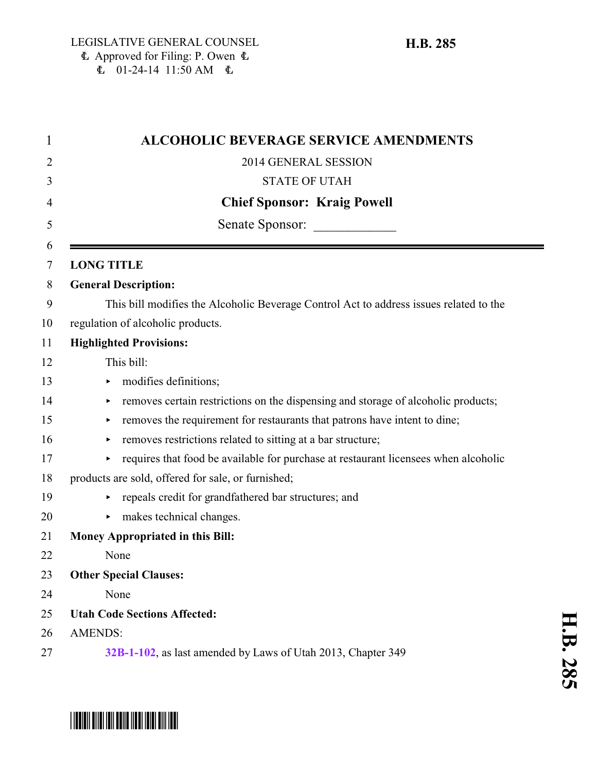LEGISLATIVE GENERAL COUNSEL
Ⱡ Approved for Filing: P. Owen Ⱡ
Ⱡ 01-24-14 11:50 AM Ⱡ

**H.B. 285**

# ALCOHOLIC BEVERAGE SERVICE AMENDMENTS

2014 GENERAL SESSION

STATE OF UTAH

**Chief Sponsor: Kraig Powell**

Senate Sponsor: ____________

**LONG TITLE**

**General Description:**

This bill modifies the Alcoholic Beverage Control Act to address issues related to the regulation of alcoholic products.

**Highlighted Provisions:**

This bill:

- modifies definitions;
- removes certain restrictions on the dispensing and storage of alcoholic products;
- removes the requirement for restaurants that patrons have intent to dine;
- removes restrictions related to sitting at a bar structure;
- requires that food be available for purchase at restaurant licensees when alcoholic products are sold, offered for sale, or furnished;
- repeals credit for grandfathered bar structures; and
- makes technical changes.

**Money Appropriated in this Bill:**

None

**Other Special Clauses:**

None

**Utah Code Sections Affected:**

AMENDS:

**32B-1-102**, as last amended by Laws of Utah 2013, Chapter 349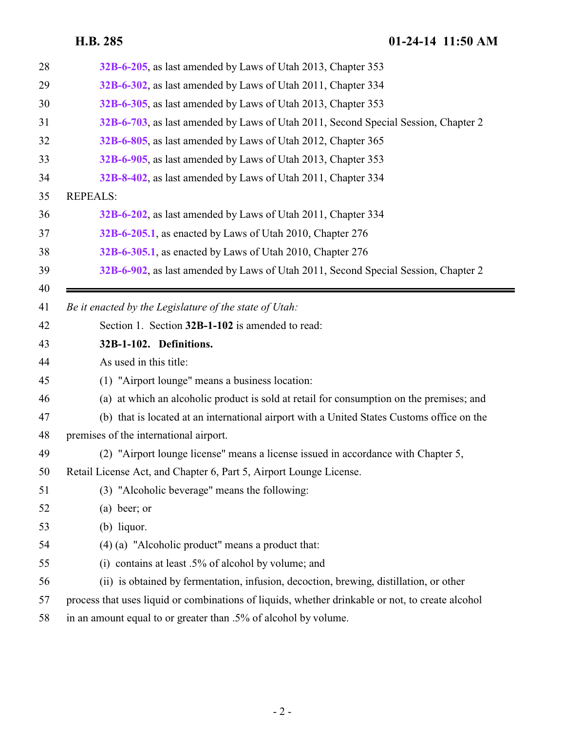32B-6-205, as last amended by Laws of Utah 2013, Chapter 353
32B-6-302, as last amended by Laws of Utah 2011, Chapter 334
32B-6-305, as last amended by Laws of Utah 2013, Chapter 353
32B-6-703, as last amended by Laws of Utah 2011, Second Special Session, Chapter 2
32B-6-805, as last amended by Laws of Utah 2012, Chapter 365
32B-6-905, as last amended by Laws of Utah 2013, Chapter 353
32B-8-402, as last amended by Laws of Utah 2011, Chapter 334

REPEALS:

32B-6-202, as last amended by Laws of Utah 2011, Chapter 334
32B-6-205.1, as enacted by Laws of Utah 2010, Chapter 276
32B-6-305.1, as enacted by Laws of Utah 2010, Chapter 276
32B-6-902, as last amended by Laws of Utah 2011, Second Special Session, Chapter 2

---

*Be it enacted by the Legislature of the state of Utah:*

Section 1. Section **32B-1-102** is amended to read:

**32B-1-102. Definitions.**

As used in this title:

(1) "Airport lounge" means a business location:

(a) at which an alcoholic product is sold at retail for consumption on the premises; and

(b) that is located at an international airport with a United States Customs office on the premises of the international airport.

(2) "Airport lounge license" means a license issued in accordance with Chapter 5, Retail License Act, and Chapter 6, Part 5, Airport Lounge License.

(3) "Alcoholic beverage" means the following:

(a) beer; or

(b) liquor.

(4) (a) "Alcoholic product" means a product that:

(i) contains at least .5% of alcohol by volume; and

(ii) is obtained by fermentation, infusion, decoction, brewing, distillation, or other process that uses liquid or combinations of liquids, whether drinkable or not, to create alcohol in an amount equal to or greater than .5% of alcohol by volume.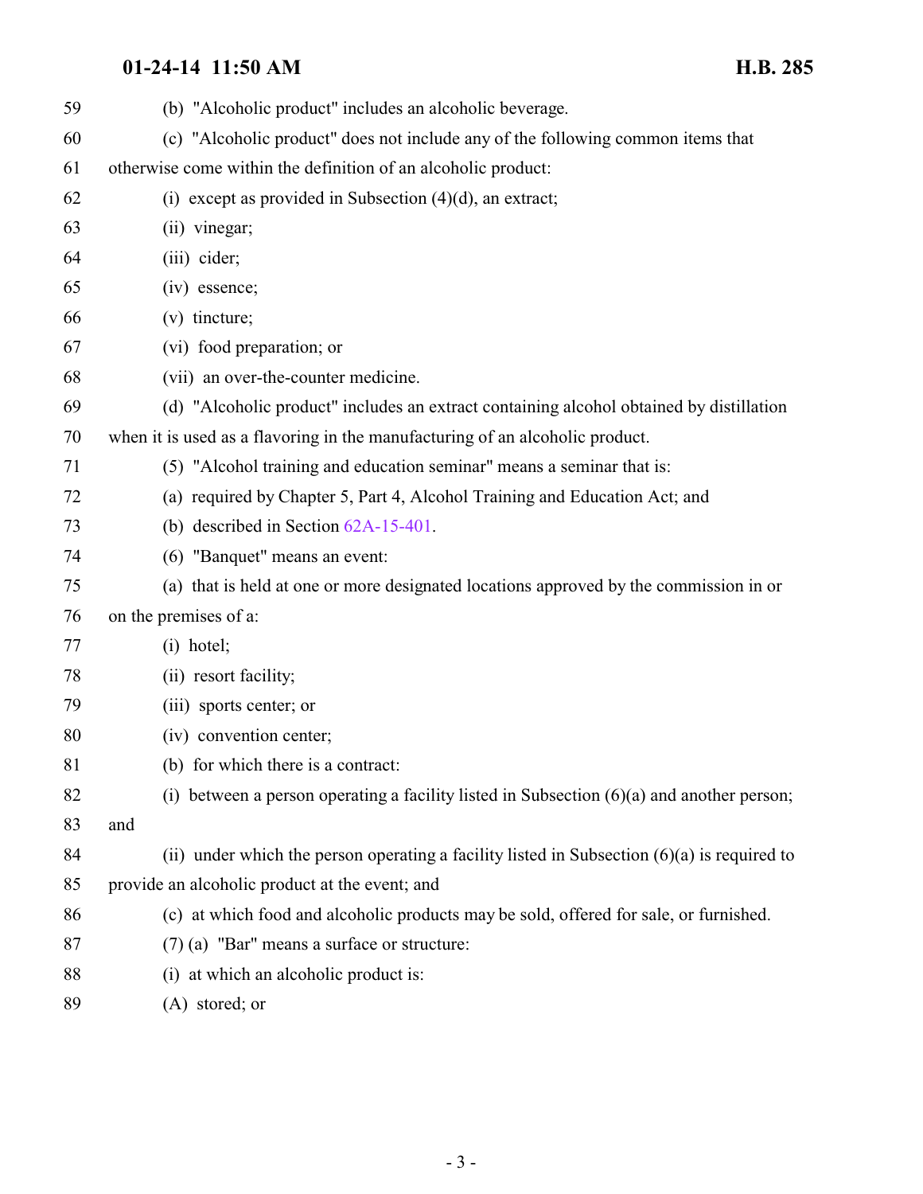(b) "Alcoholic product" includes an alcoholic beverage.

(c) "Alcoholic product" does not include any of the following common items that otherwise come within the definition of an alcoholic product:

(i) except as provided in Subsection (4)(d), an extract;

(ii) vinegar;

(iii) cider;

(iv) essence;

(v) tincture;

(vi) food preparation; or

(vii) an over-the-counter medicine.

(d) "Alcoholic product" includes an extract containing alcohol obtained by distillation when it is used as a flavoring in the manufacturing of an alcoholic product.

(5) "Alcohol training and education seminar" means a seminar that is:

(a) required by Chapter 5, Part 4, Alcohol Training and Education Act; and

(b) described in Section 62A-15-401.

(6) "Banquet" means an event:

(a) that is held at one or more designated locations approved by the commission in or on the premises of a:

(i) hotel;

(ii) resort facility;

(iii) sports center; or

(iv) convention center;

(b) for which there is a contract:

(i) between a person operating a facility listed in Subsection (6)(a) and another person; and

(ii) under which the person operating a facility listed in Subsection (6)(a) is required to provide an alcoholic product at the event; and

(c) at which food and alcoholic products may be sold, offered for sale, or furnished.

(7) (a) "Bar" means a surface or structure:

(i) at which an alcoholic product is:

(A) stored; or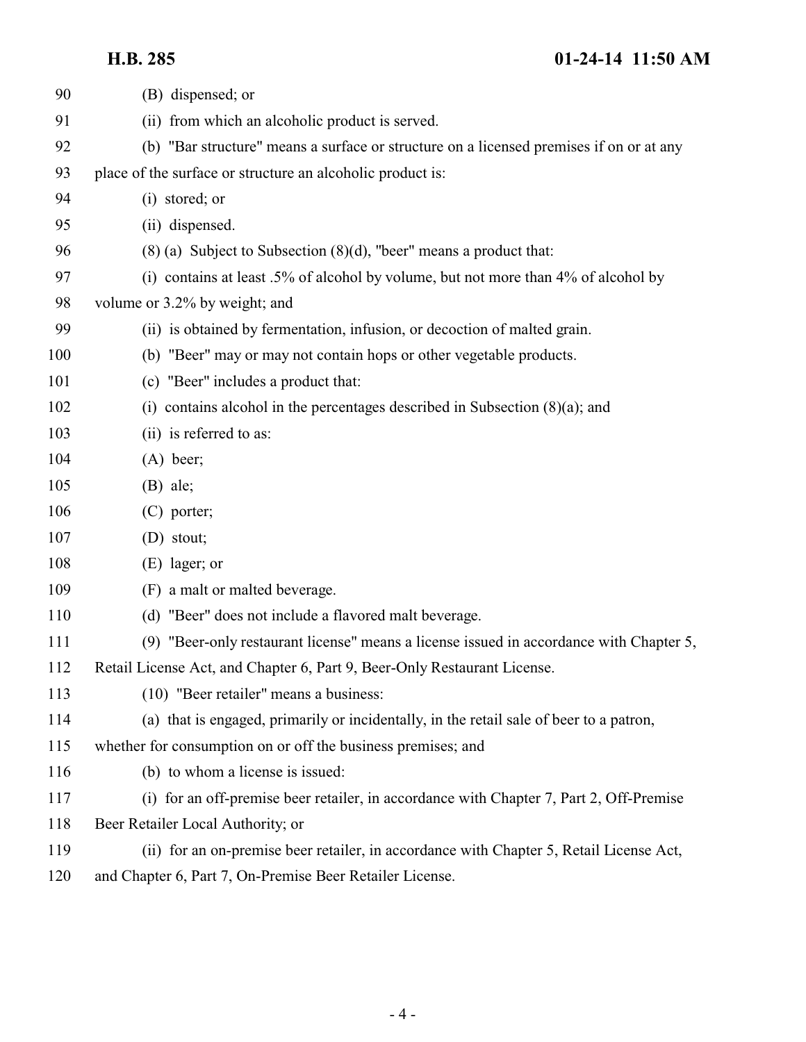(B) dispensed; or

(ii) from which an alcoholic product is served.

(b) "Bar structure" means a surface or structure on a licensed premises if on or at any place of the surface or structure an alcoholic product is:

(i) stored; or

(ii) dispensed.

(8) (a) Subject to Subsection (8)(d), "beer" means a product that:

(i) contains at least .5% of alcohol by volume, but not more than 4% of alcohol by volume or 3.2% by weight; and

(ii) is obtained by fermentation, infusion, or decoction of malted grain.

(b) "Beer" may or may not contain hops or other vegetable products.

(c) "Beer" includes a product that:

(i) contains alcohol in the percentages described in Subsection (8)(a); and

(ii) is referred to as:

(A) beer;

(B) ale;

(C) porter;

(D) stout;

(E) lager; or

(F) a malt or malted beverage.

(d) "Beer" does not include a flavored malt beverage.

(9) "Beer-only restaurant license" means a license issued in accordance with Chapter 5, Retail License Act, and Chapter 6, Part 9, Beer-Only Restaurant License.

(10) "Beer retailer" means a business:

(a) that is engaged, primarily or incidentally, in the retail sale of beer to a patron, whether for consumption on or off the business premises; and

(b) to whom a license is issued:

(i) for an off-premise beer retailer, in accordance with Chapter 7, Part 2, Off-Premise Beer Retailer Local Authority; or

(ii) for an on-premise beer retailer, in accordance with Chapter 5, Retail License Act, and Chapter 6, Part 7, On-Premise Beer Retailer License.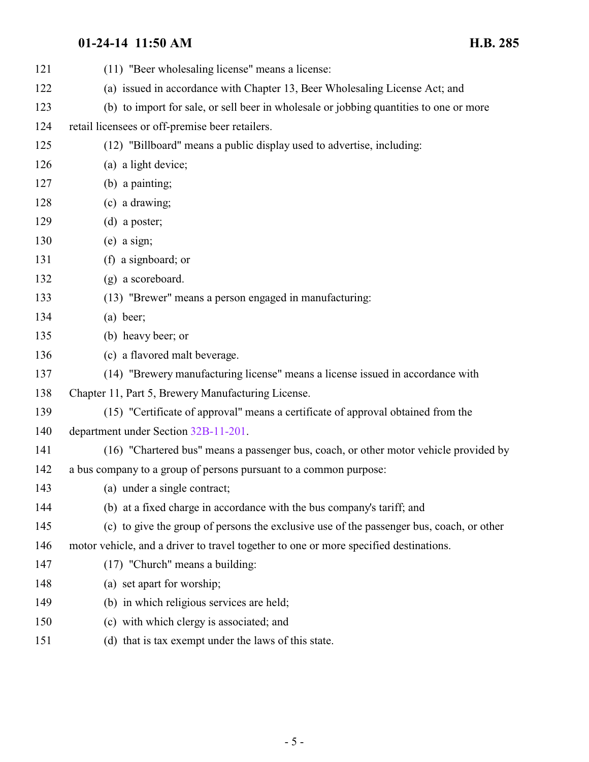(11) "Beer wholesaling license" means a license:

(a) issued in accordance with Chapter 13, Beer Wholesaling License Act; and

(b) to import for sale, or sell beer in wholesale or jobbing quantities to one or more retail licensees or off-premise beer retailers.

(12) "Billboard" means a public display used to advertise, including:

(a) a light device;

(b) a painting;

(c) a drawing;

(d) a poster;

(e) a sign;

(f) a signboard; or

(g) a scoreboard.

(13) "Brewer" means a person engaged in manufacturing:

(a) beer;

(b) heavy beer; or

(c) a flavored malt beverage.

(14) "Brewery manufacturing license" means a license issued in accordance with Chapter 11, Part 5, Brewery Manufacturing License.

(15) "Certificate of approval" means a certificate of approval obtained from the department under Section 32B-11-201.

(16) "Chartered bus" means a passenger bus, coach, or other motor vehicle provided by a bus company to a group of persons pursuant to a common purpose:

(a) under a single contract;

(b) at a fixed charge in accordance with the bus company's tariff; and

(c) to give the group of persons the exclusive use of the passenger bus, coach, or other motor vehicle, and a driver to travel together to one or more specified destinations.

(17) "Church" means a building:

(a) set apart for worship;

(b) in which religious services are held;

(c) with which clergy is associated; and

(d) that is tax exempt under the laws of this state.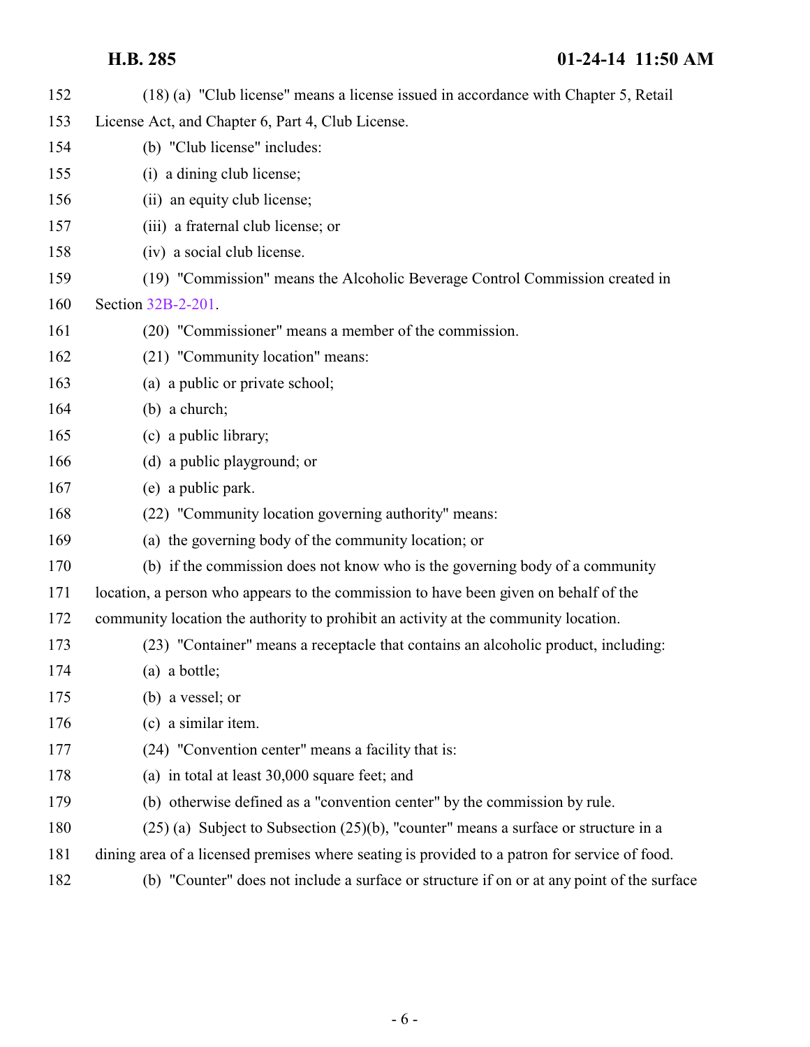(18) (a) "Club license" means a license issued in accordance with Chapter 5, Retail License Act, and Chapter 6, Part 4, Club License.

(b) "Club license" includes:

(i) a dining club license;

(ii) an equity club license;

(iii) a fraternal club license; or

(iv) a social club license.

(19) "Commission" means the Alcoholic Beverage Control Commission created in Section 32B-2-201.

(20) "Commissioner" means a member of the commission.

(21) "Community location" means:

(a) a public or private school;

(b) a church;

(c) a public library;

(d) a public playground; or

(e) a public park.

(22) "Community location governing authority" means:

(a) the governing body of the community location; or

(b) if the commission does not know who is the governing body of a community location, a person who appears to the commission to have been given on behalf of the community location the authority to prohibit an activity at the community location.

(23) "Container" means a receptacle that contains an alcoholic product, including:

(a) a bottle;

(b) a vessel; or

(c) a similar item.

(24) "Convention center" means a facility that is:

(a) in total at least 30,000 square feet; and

(b) otherwise defined as a "convention center" by the commission by rule.

(25) (a) Subject to Subsection (25)(b), "counter" means a surface or structure in a dining area of a licensed premises where seating is provided to a patron for service of food.

(b) "Counter" does not include a surface or structure if on or at any point of the surface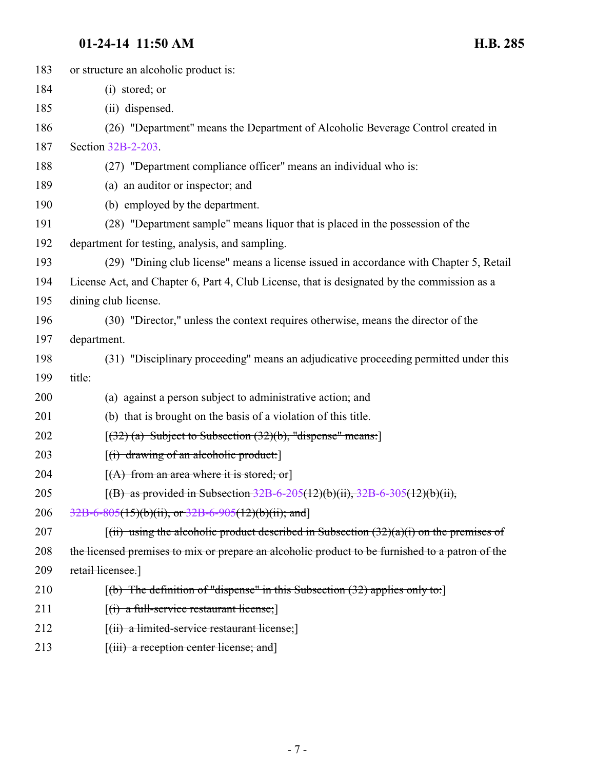183 or structure an alcoholic product is:

184 (i) stored; or

185 (ii) dispensed.

186 (26) "Department" means the Department of Alcoholic Beverage Control created in

187 Section 32B-2-203.

188 (27) "Department compliance officer" means an individual who is:

189 (a) an auditor or inspector; and

190 (b) employed by the department.

191 (28) "Department sample" means liquor that is placed in the possession of the

192 department for testing, analysis, and sampling.

193 (29) "Dining club license" means a license issued in accordance with Chapter 5, Retail

194 License Act, and Chapter 6, Part 4, Club License, that is designated by the commission as a

195 dining club license.

196 (30) "Director," unless the context requires otherwise, means the director of the

197 department.

198 (31) "Disciplinary proceeding" means an adjudicative proceeding permitted under this

199 title:

200 (a) against a person subject to administrative action; and

201 (b) that is brought on the basis of a violation of this title.

202 [~~(32) (a) Subject to Subsection (32)(b), "dispense" means:~~]

203 [~~(i) drawing of an alcoholic product:~~]

204 [~~(A) from an area where it is stored; or~~]

205 [~~(B) as provided in Subsection 32B-6-205(12)(b)(ii), 32B-6-305(12)(b)(ii),~~

206 ~~32B-6-805(15)(b)(ii), or 32B-6-905(12)(b)(ii); and~~]

207 [~~(ii) using the alcoholic product described in Subsection (32)(a)(i) on the premises of~~

208 ~~the licensed premises to mix or prepare an alcoholic product to be furnished to a patron of the~~

209 ~~retail licensee.~~]

210 [~~(b) The definition of "dispense" in this Subsection (32) applies only to:~~]

211 [~~(i) a full-service restaurant license;~~]

212 [~~(ii) a limited-service restaurant license;~~]

213 [~~(iii) a reception center license; and~~]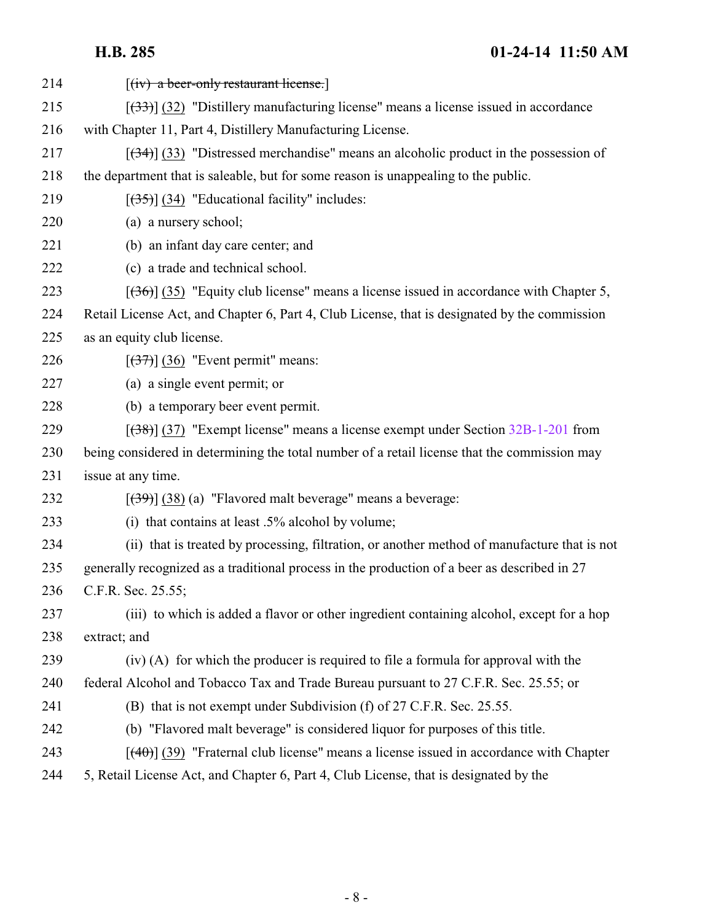214 [~~(iv) a beer-only restaurant license.~~]

215 [~~(33)~~] (32) "Distillery manufacturing license" means a license issued in accordance

216 with Chapter 11, Part 4, Distillery Manufacturing License.

217 [~~(34)~~] (33) "Distressed merchandise" means an alcoholic product in the possession of

218 the department that is saleable, but for some reason is unappealing to the public.

219 [~~(35)~~] (34) "Educational facility" includes:

220 (a) a nursery school;

221 (b) an infant day care center; and

222 (c) a trade and technical school.

223 [~~(36)~~] (35) "Equity club license" means a license issued in accordance with Chapter 5,

224 Retail License Act, and Chapter 6, Part 4, Club License, that is designated by the commission

225 as an equity club license.

226 [~~(37)~~] (36) "Event permit" means:

227 (a) a single event permit; or

228 (b) a temporary beer event permit.

229 [~~(38)~~] (37) "Exempt license" means a license exempt under Section 32B-1-201 from

230 being considered in determining the total number of a retail license that the commission may

231 issue at any time.

232 [~~(39)~~] (38) (a) "Flavored malt beverage" means a beverage:

233 (i) that contains at least .5% alcohol by volume;

234 (ii) that is treated by processing, filtration, or another method of manufacture that is not

235 generally recognized as a traditional process in the production of a beer as described in 27

236 C.F.R. Sec. 25.55;

237 (iii) to which is added a flavor or other ingredient containing alcohol, except for a hop

238 extract; and

239 (iv) (A) for which the producer is required to file a formula for approval with the

240 federal Alcohol and Tobacco Tax and Trade Bureau pursuant to 27 C.F.R. Sec. 25.55; or

241 (B) that is not exempt under Subdivision (f) of 27 C.F.R. Sec. 25.55.

242 (b) "Flavored malt beverage" is considered liquor for purposes of this title.

243 [~~(40)~~] (39) "Fraternal club license" means a license issued in accordance with Chapter

244 5, Retail License Act, and Chapter 6, Part 4, Club License, that is designated by the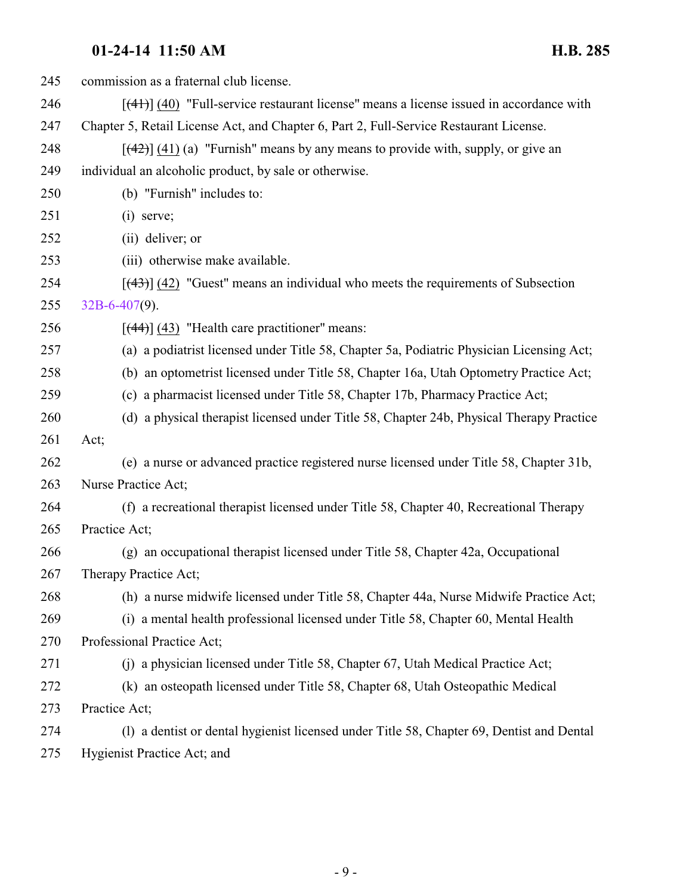commission as a fraternal club license.

[(41)] (40) "Full-service restaurant license" means a license issued in accordance with Chapter 5, Retail License Act, and Chapter 6, Part 2, Full-Service Restaurant License.

[(42)] (41) (a) "Furnish" means by any means to provide with, supply, or give an individual an alcoholic product, by sale or otherwise.

(b) "Furnish" includes to:

(i) serve;

(ii) deliver; or

(iii) otherwise make available.

[(43)] (42) "Guest" means an individual who meets the requirements of Subsection 32B-6-407(9).

[(44)] (43) "Health care practitioner" means:

(a) a podiatrist licensed under Title 58, Chapter 5a, Podiatric Physician Licensing Act;

(b) an optometrist licensed under Title 58, Chapter 16a, Utah Optometry Practice Act;

(c) a pharmacist licensed under Title 58, Chapter 17b, Pharmacy Practice Act;

(d) a physical therapist licensed under Title 58, Chapter 24b, Physical Therapy Practice Act;

(e) a nurse or advanced practice registered nurse licensed under Title 58, Chapter 31b, Nurse Practice Act;

(f) a recreational therapist licensed under Title 58, Chapter 40, Recreational Therapy Practice Act;

(g) an occupational therapist licensed under Title 58, Chapter 42a, Occupational Therapy Practice Act;

(h) a nurse midwife licensed under Title 58, Chapter 44a, Nurse Midwife Practice Act;

(i) a mental health professional licensed under Title 58, Chapter 60, Mental Health Professional Practice Act;

(j) a physician licensed under Title 58, Chapter 67, Utah Medical Practice Act;

(k) an osteopath licensed under Title 58, Chapter 68, Utah Osteopathic Medical Practice Act;

(l) a dentist or dental hygienist licensed under Title 58, Chapter 69, Dentist and Dental Hygienist Practice Act; and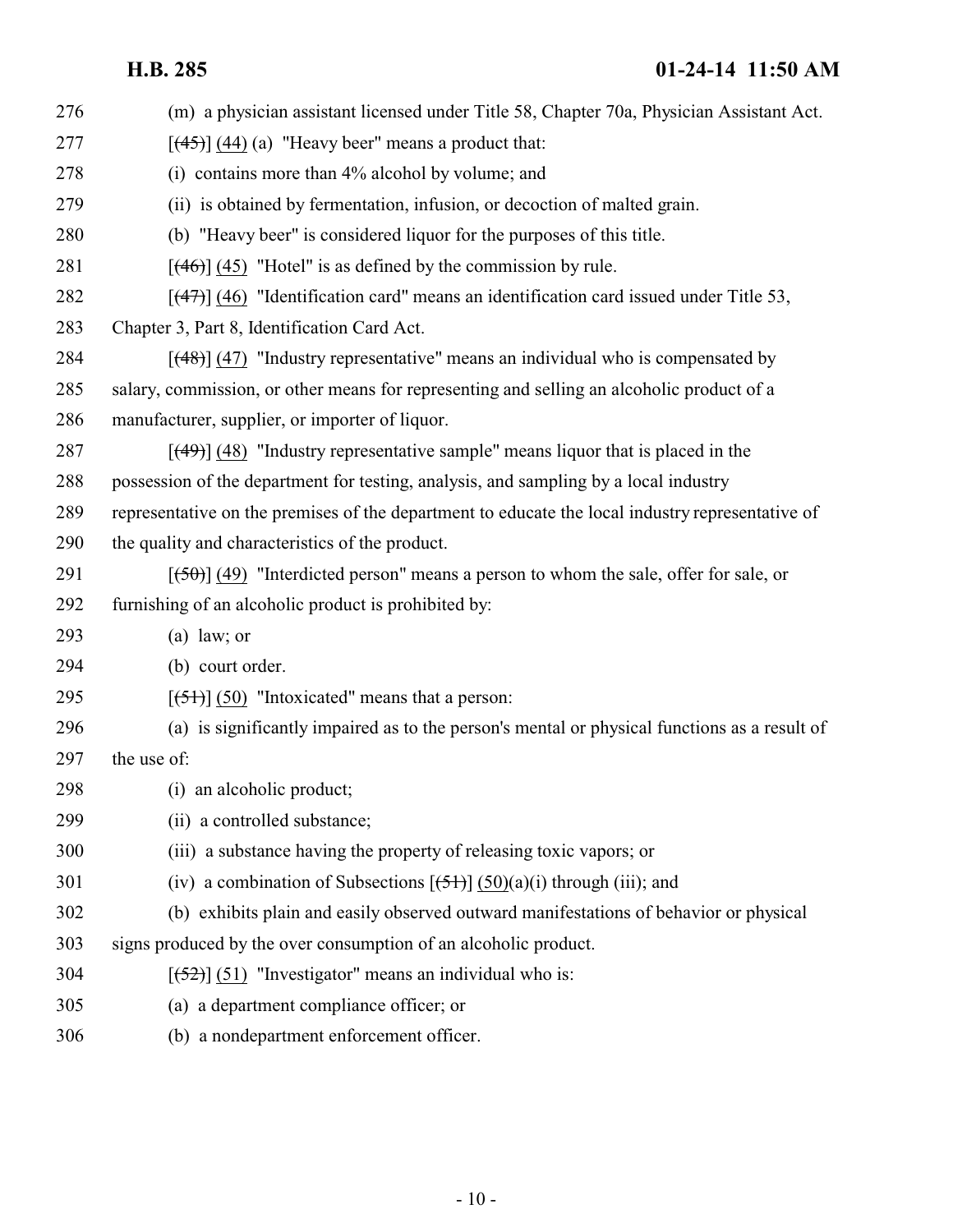276 (m) a physician assistant licensed under Title 58, Chapter 70a, Physician Assistant Act.

277 [~~(45)~~] (44) (a) "Heavy beer" means a product that:

278 (i) contains more than 4% alcohol by volume; and

279 (ii) is obtained by fermentation, infusion, or decoction of malted grain.

280 (b) "Heavy beer" is considered liquor for the purposes of this title.

281 [~~(46)~~] (45) "Hotel" is as defined by the commission by rule.

282 [~~(47)~~] (46) "Identification card" means an identification card issued under Title 53,

283 Chapter 3, Part 8, Identification Card Act.

284 [~~(48)~~] (47) "Industry representative" means an individual who is compensated by

285 salary, commission, or other means for representing and selling an alcoholic product of a

286 manufacturer, supplier, or importer of liquor.

287 [~~(49)~~] (48) "Industry representative sample" means liquor that is placed in the

288 possession of the department for testing, analysis, and sampling by a local industry

289 representative on the premises of the department to educate the local industry representative of

290 the quality and characteristics of the product.

291 [~~(50)~~] (49) "Interdicted person" means a person to whom the sale, offer for sale, or

292 furnishing of an alcoholic product is prohibited by:

293 (a) law; or

294 (b) court order.

295 [~~(51)~~] (50) "Intoxicated" means that a person:

296 (a) is significantly impaired as to the person's mental or physical functions as a result of

297 the use of:

298 (i) an alcoholic product;

299 (ii) a controlled substance;

300 (iii) a substance having the property of releasing toxic vapors; or

301 (iv) a combination of Subsections [~~(51)~~] (50)(a)(i) through (iii); and

302 (b) exhibits plain and easily observed outward manifestations of behavior or physical

303 signs produced by the over consumption of an alcoholic product.

304 [~~(52)~~] (51) "Investigator" means an individual who is:

305 (a) a department compliance officer; or

306 (b) a nondepartment enforcement officer.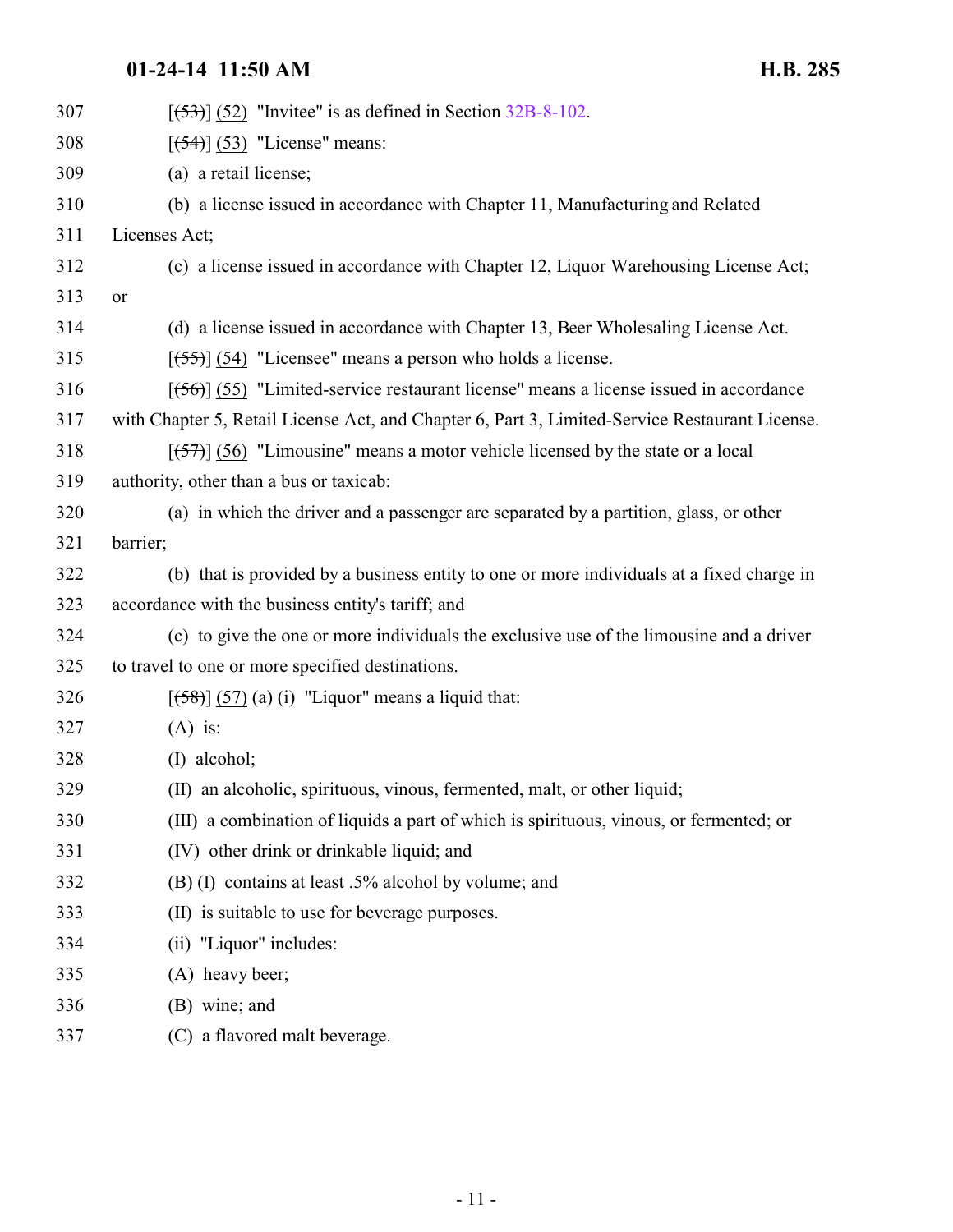307 [~~(53)~~] (52) "Invitee" is as defined in Section 32B-8-102.

308 [~~(54)~~] (53) "License" means:

309 (a) a retail license;

310 (b) a license issued in accordance with Chapter 11, Manufacturing and Related

311 Licenses Act;

312 (c) a license issued in accordance with Chapter 12, Liquor Warehousing License Act;

313 or

314 (d) a license issued in accordance with Chapter 13, Beer Wholesaling License Act.

315 [~~(55)~~] (54) "Licensee" means a person who holds a license.

316 [~~(56)~~] (55) "Limited-service restaurant license" means a license issued in accordance

317 with Chapter 5, Retail License Act, and Chapter 6, Part 3, Limited-Service Restaurant License.

318 [~~(57)~~] (56) "Limousine" means a motor vehicle licensed by the state or a local

319 authority, other than a bus or taxicab:

320 (a) in which the driver and a passenger are separated by a partition, glass, or other

321 barrier;

322 (b) that is provided by a business entity to one or more individuals at a fixed charge in

323 accordance with the business entity's tariff; and

324 (c) to give the one or more individuals the exclusive use of the limousine and a driver

325 to travel to one or more specified destinations.

326 [~~(58)~~] (57) (a) (i) "Liquor" means a liquid that:

327 (A) is:

328 (I) alcohol;

329 (II) an alcoholic, spirituous, vinous, fermented, malt, or other liquid;

330 (III) a combination of liquids a part of which is spirituous, vinous, or fermented; or

331 (IV) other drink or drinkable liquid; and

332 (B) (I) contains at least .5% alcohol by volume; and

333 (II) is suitable to use for beverage purposes.

334 (ii) "Liquor" includes:

335 (A) heavy beer;

336 (B) wine; and

337 (C) a flavored malt beverage.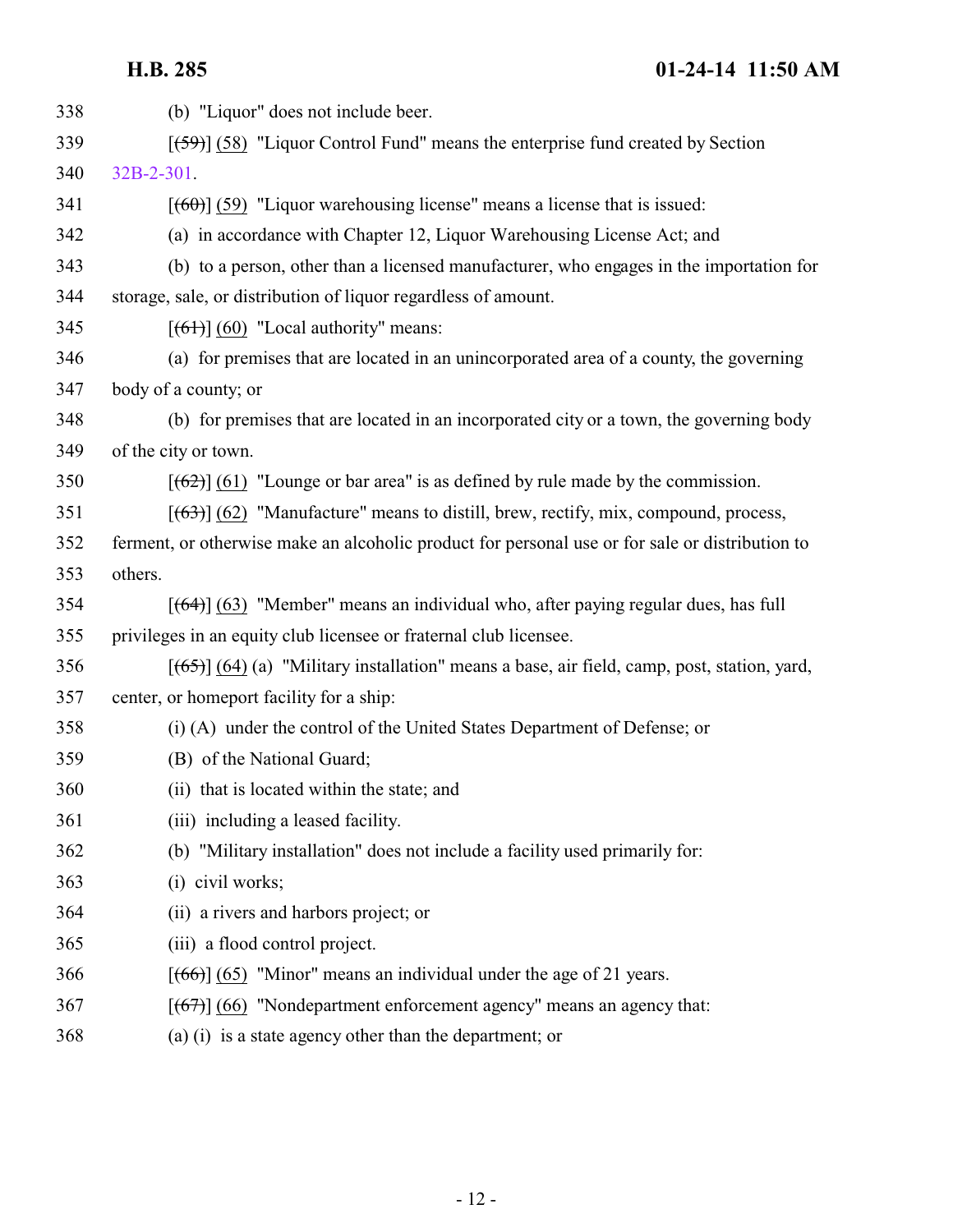338 (b) "Liquor" does not include beer.

339 [~~(59)~~] (58) "Liquor Control Fund" means the enterprise fund created by Section
340 32B-2-301.

341 [~~(60)~~] (59) "Liquor warehousing license" means a license that is issued:

342 (a) in accordance with Chapter 12, Liquor Warehousing License Act; and

343 (b) to a person, other than a licensed manufacturer, who engages in the importation for
344 storage, sale, or distribution of liquor regardless of amount.

345 [~~(61)~~] (60) "Local authority" means:

346 (a) for premises that are located in an unincorporated area of a county, the governing
347 body of a county; or

348 (b) for premises that are located in an incorporated city or a town, the governing body
349 of the city or town.

350 [~~(62)~~] (61) "Lounge or bar area" is as defined by rule made by the commission.

351 [~~(63)~~] (62) "Manufacture" means to distill, brew, rectify, mix, compound, process,
352 ferment, or otherwise make an alcoholic product for personal use or for sale or distribution to
353 others.

354 [~~(64)~~] (63) "Member" means an individual who, after paying regular dues, has full
355 privileges in an equity club licensee or fraternal club licensee.

356 [~~(65)~~] (64) (a) "Military installation" means a base, air field, camp, post, station, yard,
357 center, or homeport facility for a ship:

358 (i) (A) under the control of the United States Department of Defense; or

359 (B) of the National Guard;

360 (ii) that is located within the state; and

361 (iii) including a leased facility.

362 (b) "Military installation" does not include a facility used primarily for:

363 (i) civil works;

364 (ii) a rivers and harbors project; or

365 (iii) a flood control project.

366 [~~(66)~~] (65) "Minor" means an individual under the age of 21 years.

367 [~~(67)~~] (66) "Nondepartment enforcement agency" means an agency that:

368 (a) (i) is a state agency other than the department; or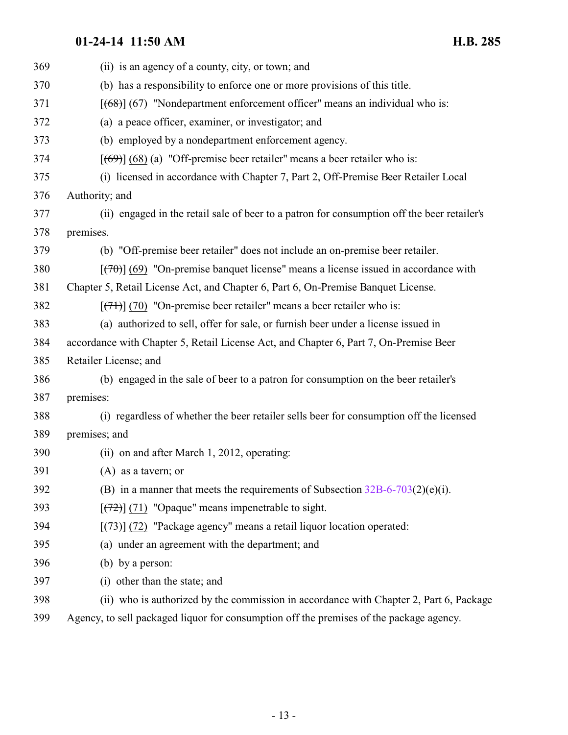(ii) is an agency of a county, city, or town; and

(b) has a responsibility to enforce one or more provisions of this title.

[~~(68)~~] (67) "Nondepartment enforcement officer" means an individual who is:

(a) a peace officer, examiner, or investigator; and

(b) employed by a nondepartment enforcement agency.

[~~(69)~~] (68) (a) "Off-premise beer retailer" means a beer retailer who is:

(i) licensed in accordance with Chapter 7, Part 2, Off-Premise Beer Retailer Local Authority; and

(ii) engaged in the retail sale of beer to a patron for consumption off the beer retailer's premises.

(b) "Off-premise beer retailer" does not include an on-premise beer retailer.

[~~(70)~~] (69) "On-premise banquet license" means a license issued in accordance with Chapter 5, Retail License Act, and Chapter 6, Part 6, On-Premise Banquet License.

[~~(71)~~] (70) "On-premise beer retailer" means a beer retailer who is:

(a) authorized to sell, offer for sale, or furnish beer under a license issued in accordance with Chapter 5, Retail License Act, and Chapter 6, Part 7, On-Premise Beer Retailer License; and

(b) engaged in the sale of beer to a patron for consumption on the beer retailer's premises:

(i) regardless of whether the beer retailer sells beer for consumption off the licensed premises; and

(ii) on and after March 1, 2012, operating:

(A) as a tavern; or

(B) in a manner that meets the requirements of Subsection 32B-6-703(2)(e)(i).

[~~(72)~~] (71) "Opaque" means impenetrable to sight.

[~~(73)~~] (72) "Package agency" means a retail liquor location operated:

(a) under an agreement with the department; and

(b) by a person:

(i) other than the state; and

(ii) who is authorized by the commission in accordance with Chapter 2, Part 6, Package Agency, to sell packaged liquor for consumption off the premises of the package agency.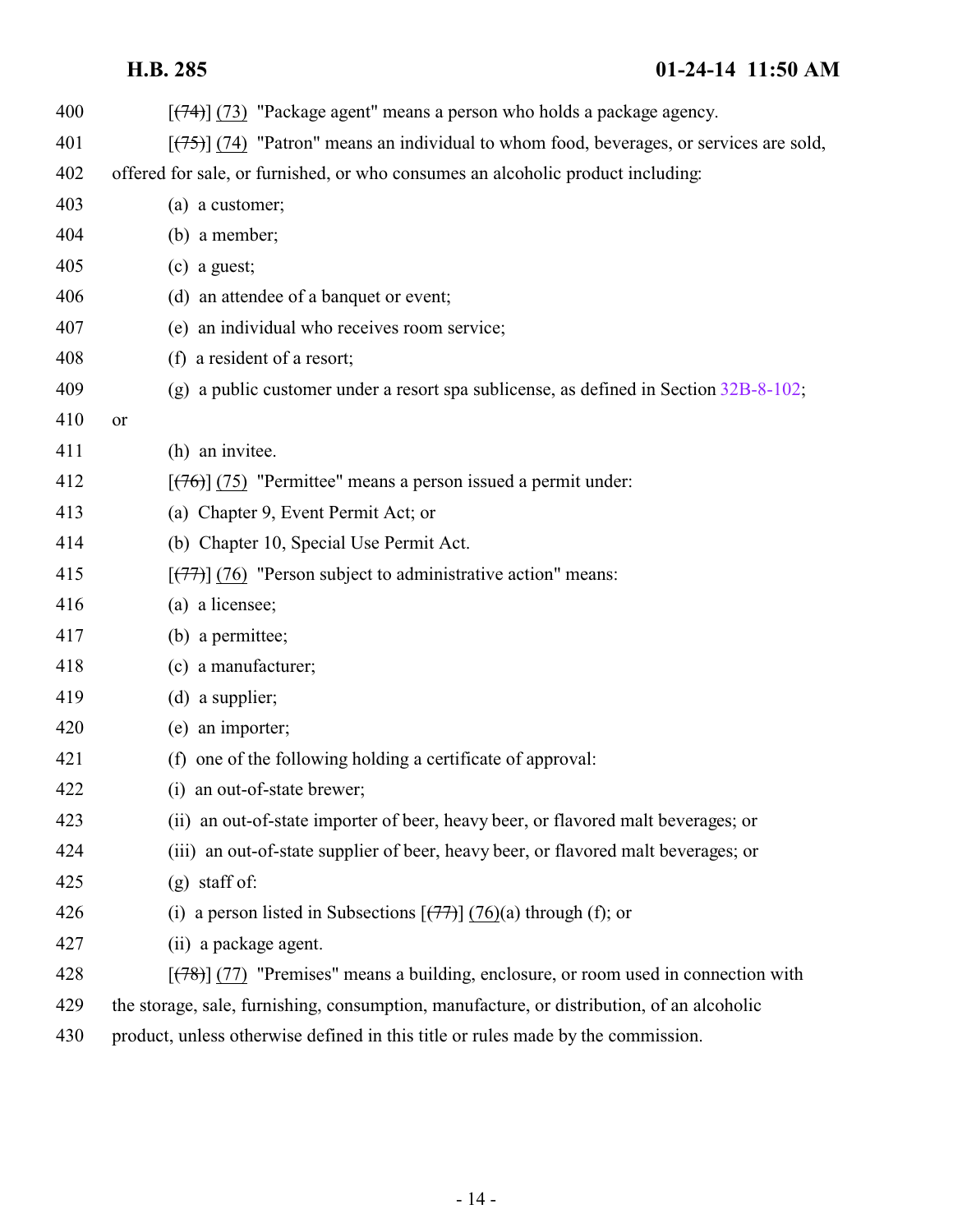[~~(74)~~] (73) "Package agent" means a person who holds a package agency.

[~~(75)~~] (74) "Patron" means an individual to whom food, beverages, or services are sold, offered for sale, or furnished, or who consumes an alcoholic product including:

(a) a customer;

(b) a member;

(c) a guest;

(d) an attendee of a banquet or event;

(e) an individual who receives room service;

(f) a resident of a resort;

(g) a public customer under a resort spa sublicense, as defined in Section 32B-8-102; or

(h) an invitee.

[~~(76)~~] (75) "Permittee" means a person issued a permit under:

(a) Chapter 9, Event Permit Act; or

(b) Chapter 10, Special Use Permit Act.

[~~(77)~~] (76) "Person subject to administrative action" means:

(a) a licensee;

(b) a permittee;

(c) a manufacturer;

(d) a supplier;

(e) an importer;

(f) one of the following holding a certificate of approval:

(i) an out-of-state brewer;

(ii) an out-of-state importer of beer, heavy beer, or flavored malt beverages; or

(iii) an out-of-state supplier of beer, heavy beer, or flavored malt beverages; or

(g) staff of:

(i) a person listed in Subsections [~~(77)~~] (76)(a) through (f); or

(ii) a package agent.

[~~(78)~~] (77) "Premises" means a building, enclosure, or room used in connection with the storage, sale, furnishing, consumption, manufacture, or distribution, of an alcoholic product, unless otherwise defined in this title or rules made by the commission.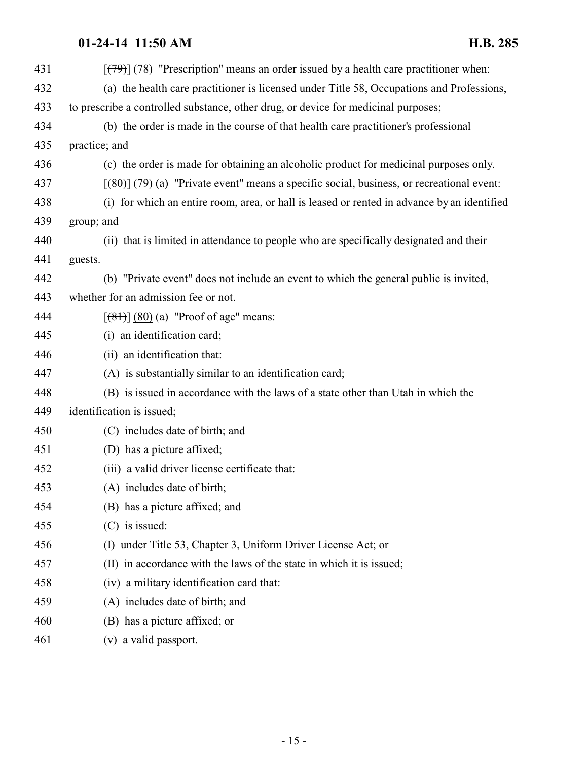431 [(79)] (78) "Prescription" means an order issued by a health care practitioner when:

432 (a) the health care practitioner is licensed under Title 58, Occupations and Professions,

433 to prescribe a controlled substance, other drug, or device for medicinal purposes;

434 (b) the order is made in the course of that health care practitioner's professional

435 practice; and

436 (c) the order is made for obtaining an alcoholic product for medicinal purposes only.

437 [(80)] (79) (a) "Private event" means a specific social, business, or recreational event:

438 (i) for which an entire room, area, or hall is leased or rented in advance by an identified

439 group; and

440 (ii) that is limited in attendance to people who are specifically designated and their

441 guests.

442 (b) "Private event" does not include an event to which the general public is invited,

443 whether for an admission fee or not.

444 [(81)] (80) (a) "Proof of age" means:

445 (i) an identification card;

446 (ii) an identification that:

447 (A) is substantially similar to an identification card;

448 (B) is issued in accordance with the laws of a state other than Utah in which the

449 identification is issued;

450 (C) includes date of birth; and

451 (D) has a picture affixed;

452 (iii) a valid driver license certificate that:

453 (A) includes date of birth;

454 (B) has a picture affixed; and

455 (C) is issued:

456 (I) under Title 53, Chapter 3, Uniform Driver License Act; or

457 (II) in accordance with the laws of the state in which it is issued;

458 (iv) a military identification card that:

459 (A) includes date of birth; and

460 (B) has a picture affixed; or

461 (v) a valid passport.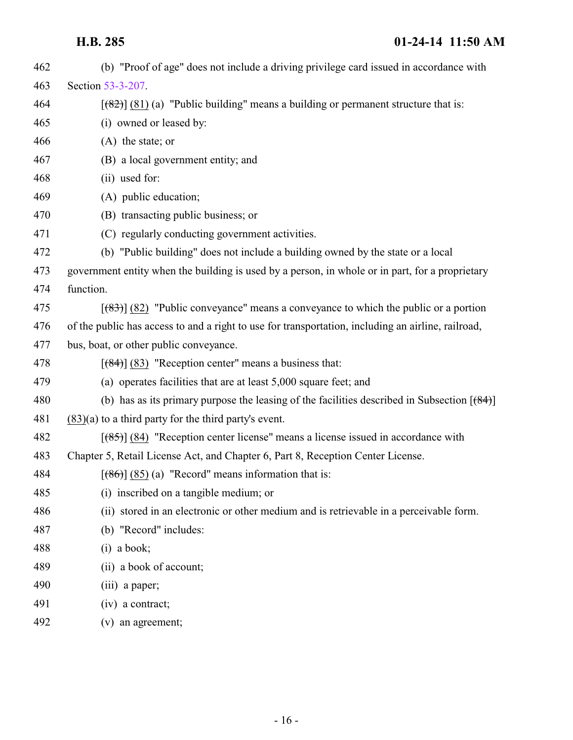(b) "Proof of age" does not include a driving privilege card issued in accordance with Section 53-3-207.

[~~(82)~~] (81) (a) "Public building" means a building or permanent structure that is:

(i) owned or leased by:

(A) the state; or

(B) a local government entity; and

(ii) used for:

(A) public education;

(B) transacting public business; or

(C) regularly conducting government activities.

(b) "Public building" does not include a building owned by the state or a local government entity when the building is used by a person, in whole or in part, for a proprietary function.

[~~(83)~~] (82) "Public conveyance" means a conveyance to which the public or a portion of the public has access to and a right to use for transportation, including an airline, railroad, bus, boat, or other public conveyance.

[~~(84)~~] (83) "Reception center" means a business that:

(a) operates facilities that are at least 5,000 square feet; and

(b) has as its primary purpose the leasing of the facilities described in Subsection [~~(84)~~] (83)(a) to a third party for the third party's event.

[~~(85)~~] (84) "Reception center license" means a license issued in accordance with Chapter 5, Retail License Act, and Chapter 6, Part 8, Reception Center License.

[~~(86)~~] (85) (a) "Record" means information that is:

(i) inscribed on a tangible medium; or

(ii) stored in an electronic or other medium and is retrievable in a perceivable form.

(b) "Record" includes:

(i) a book;

(ii) a book of account;

(iii) a paper;

(iv) a contract;

(v) an agreement;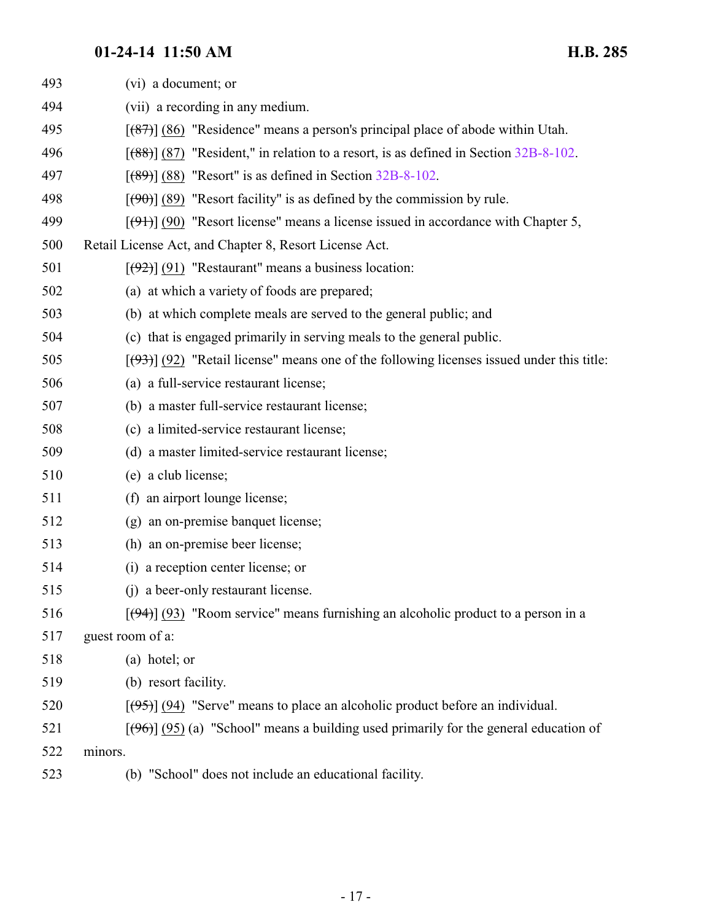493 (vi) a document; or

494 (vii) a recording in any medium.

495 [~~(87)~~] (86) "Residence" means a person's principal place of abode within Utah.

496 [~~(88)~~] (87) "Resident," in relation to a resort, is as defined in Section 32B-8-102.

497 [~~(89)~~] (88) "Resort" is as defined in Section 32B-8-102.

498 [~~(90)~~] (89) "Resort facility" is as defined by the commission by rule.

499 [~~(91)~~] (90) "Resort license" means a license issued in accordance with Chapter 5,

500 Retail License Act, and Chapter 8, Resort License Act.

501 [~~(92)~~] (91) "Restaurant" means a business location:

502 (a) at which a variety of foods are prepared;

503 (b) at which complete meals are served to the general public; and

504 (c) that is engaged primarily in serving meals to the general public.

505 [~~(93)~~] (92) "Retail license" means one of the following licenses issued under this title:

506 (a) a full-service restaurant license;

507 (b) a master full-service restaurant license;

508 (c) a limited-service restaurant license;

509 (d) a master limited-service restaurant license;

510 (e) a club license;

511 (f) an airport lounge license;

512 (g) an on-premise banquet license;

513 (h) an on-premise beer license;

514 (i) a reception center license; or

515 (j) a beer-only restaurant license.

516 [~~(94)~~] (93) "Room service" means furnishing an alcoholic product to a person in a

517 guest room of a:

518 (a) hotel; or

519 (b) resort facility.

520 [~~(95)~~] (94) "Serve" means to place an alcoholic product before an individual.

521 [~~(96)~~] (95) (a) "School" means a building used primarily for the general education of

522 minors.

523 (b) "School" does not include an educational facility.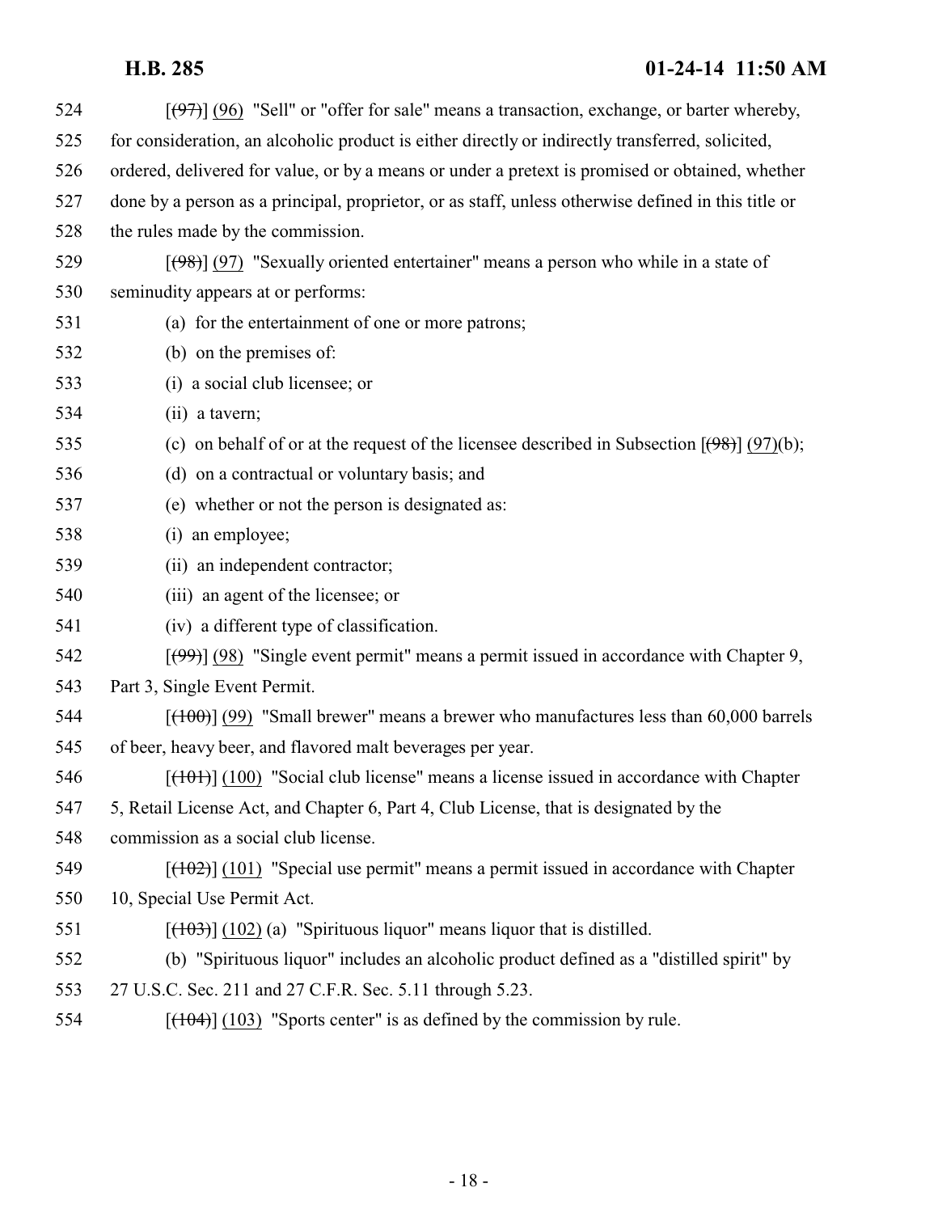[~~(97)~~] (96) "Sell" or "offer for sale" means a transaction, exchange, or barter whereby, for consideration, an alcoholic product is either directly or indirectly transferred, solicited, ordered, delivered for value, or by a means or under a pretext is promised or obtained, whether done by a person as a principal, proprietor, or as staff, unless otherwise defined in this title or the rules made by the commission.

[~~(98)~~] (97) "Sexually oriented entertainer" means a person who while in a state of seminudity appears at or performs:

(a) for the entertainment of one or more patrons;

(b) on the premises of:

(i) a social club licensee; or

(ii) a tavern;

(c) on behalf of or at the request of the licensee described in Subsection [~~(98)~~] (97)(b);

(d) on a contractual or voluntary basis; and

(e) whether or not the person is designated as:

(i) an employee;

(ii) an independent contractor;

(iii) an agent of the licensee; or

(iv) a different type of classification.

[~~(99)~~] (98) "Single event permit" means a permit issued in accordance with Chapter 9, Part 3, Single Event Permit.

[~~(100)~~] (99) "Small brewer" means a brewer who manufactures less than 60,000 barrels of beer, heavy beer, and flavored malt beverages per year.

[~~(101)~~] (100) "Social club license" means a license issued in accordance with Chapter 5, Retail License Act, and Chapter 6, Part 4, Club License, that is designated by the commission as a social club license.

[~~(102)~~] (101) "Special use permit" means a permit issued in accordance with Chapter 10, Special Use Permit Act.

[~~(103)~~] (102) (a) "Spirituous liquor" means liquor that is distilled.

(b) "Spirituous liquor" includes an alcoholic product defined as a "distilled spirit" by 27 U.S.C. Sec. 211 and 27 C.F.R. Sec. 5.11 through 5.23.

[~~(104)~~] (103) "Sports center" is as defined by the commission by rule.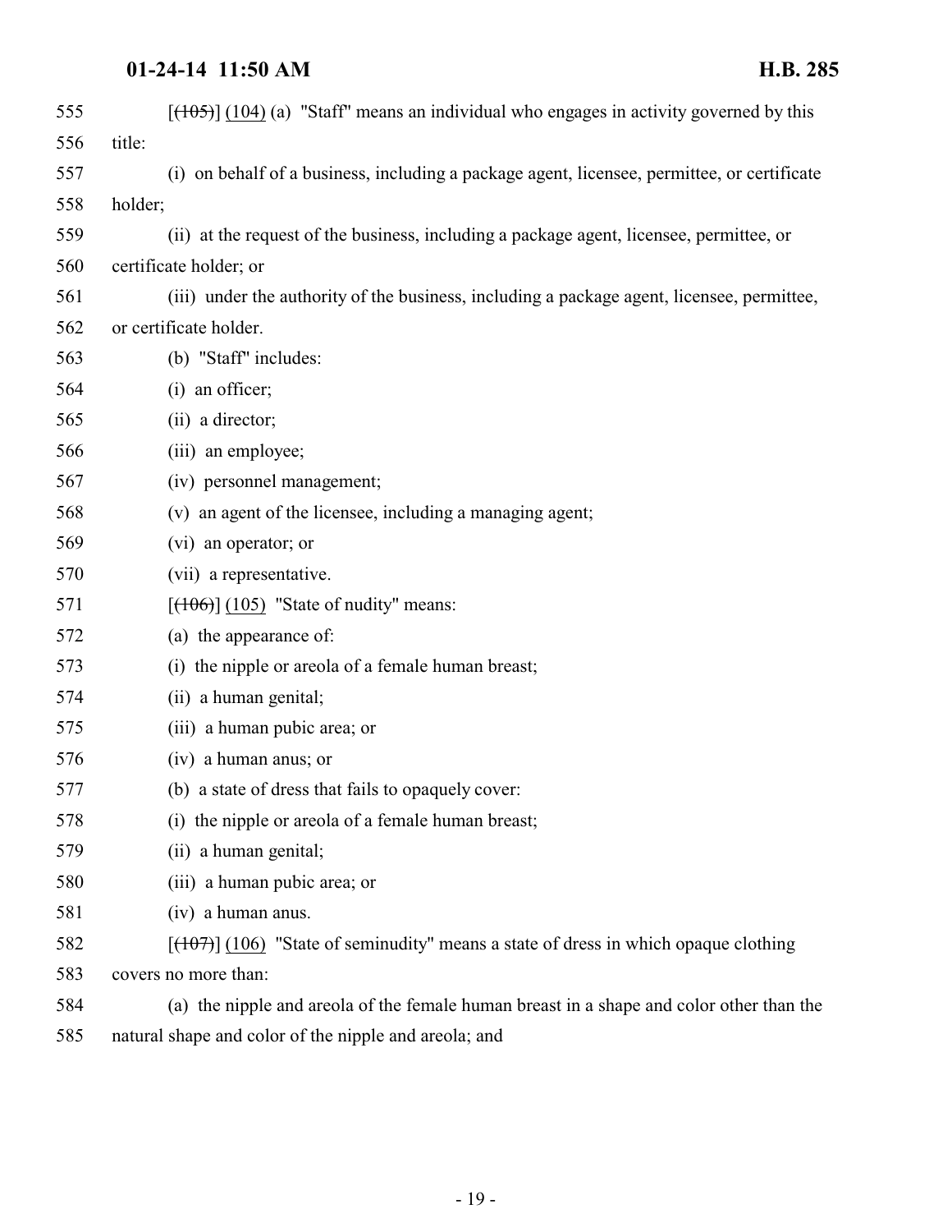555 [~~(105)~~] (104) (a) "Staff" means an individual who engages in activity governed by this
556 title:
557 (i) on behalf of a business, including a package agent, licensee, permittee, or certificate
558 holder;
559 (ii) at the request of the business, including a package agent, licensee, permittee, or
560 certificate holder; or
561 (iii) under the authority of the business, including a package agent, licensee, permittee,
562 or certificate holder.
563 (b) "Staff" includes:
564 (i) an officer;
565 (ii) a director;
566 (iii) an employee;
567 (iv) personnel management;
568 (v) an agent of the licensee, including a managing agent;
569 (vi) an operator; or
570 (vii) a representative.
571 [~~(106)~~] (105) "State of nudity" means:
572 (a) the appearance of:
573 (i) the nipple or areola of a female human breast;
574 (ii) a human genital;
575 (iii) a human pubic area; or
576 (iv) a human anus; or
577 (b) a state of dress that fails to opaquely cover:
578 (i) the nipple or areola of a female human breast;
579 (ii) a human genital;
580 (iii) a human pubic area; or
581 (iv) a human anus.
582 [~~(107)~~] (106) "State of seminudity" means a state of dress in which opaque clothing
583 covers no more than:
584 (a) the nipple and areola of the female human breast in a shape and color other than the
585 natural shape and color of the nipple and areola; and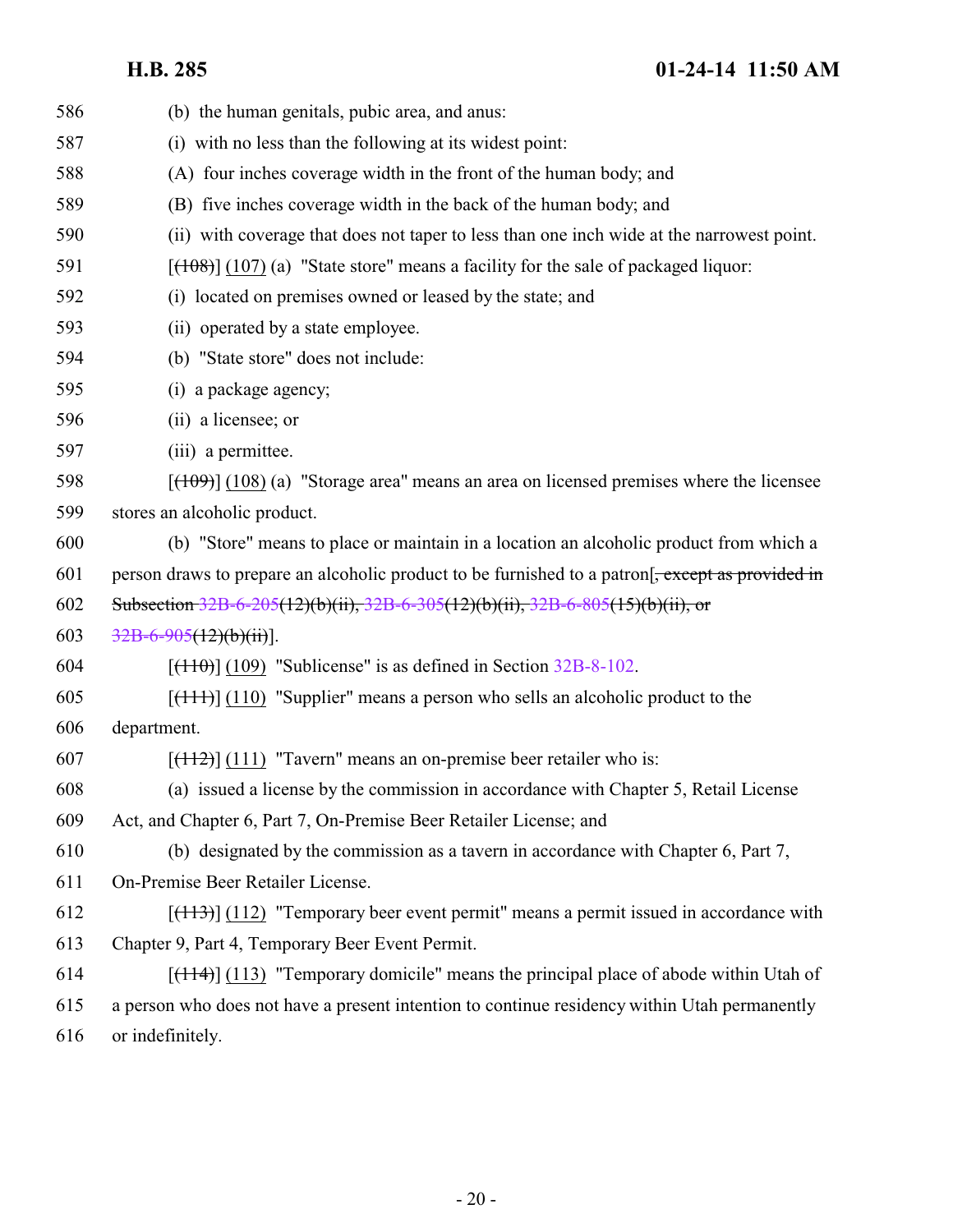586 (b) the human genitals, pubic area, and anus:

587 (i) with no less than the following at its widest point:

588 (A) four inches coverage width in the front of the human body; and

589 (B) five inches coverage width in the back of the human body; and

590 (ii) with coverage that does not taper to less than one inch wide at the narrowest point.

591 [~~(108)~~] (107) (a) "State store" means a facility for the sale of packaged liquor:

592 (i) located on premises owned or leased by the state; and

593 (ii) operated by a state employee.

594 (b) "State store" does not include:

595 (i) a package agency;

596 (ii) a licensee; or

597 (iii) a permittee.

598 [~~(109)~~] (108) (a) "Storage area" means an area on licensed premises where the licensee

599 stores an alcoholic product.

600 (b) "Store" means to place or maintain in a location an alcoholic product from which a

601 person draws to prepare an alcoholic product to be furnished to a patron[~~, except as provided in~~

602 ~~Subsection 32B-6-205(12)(b)(ii), 32B-6-305(12)(b)(ii), 32B-6-805(15)(b)(ii), or~~

603 ~~32B-6-905(12)(b)(ii)~~].

604 [~~(110)~~] (109) "Sublicense" is as defined in Section 32B-8-102.

605 [~~(111)~~] (110) "Supplier" means a person who sells an alcoholic product to the

606 department.

607 [~~(112)~~] (111) "Tavern" means an on-premise beer retailer who is:

608 (a) issued a license by the commission in accordance with Chapter 5, Retail License

609 Act, and Chapter 6, Part 7, On-Premise Beer Retailer License; and

610 (b) designated by the commission as a tavern in accordance with Chapter 6, Part 7,

611 On-Premise Beer Retailer License.

612 [~~(113)~~] (112) "Temporary beer event permit" means a permit issued in accordance with

613 Chapter 9, Part 4, Temporary Beer Event Permit.

614 [~~(114)~~] (113) "Temporary domicile" means the principal place of abode within Utah of

615 a person who does not have a present intention to continue residency within Utah permanently

616 or indefinitely.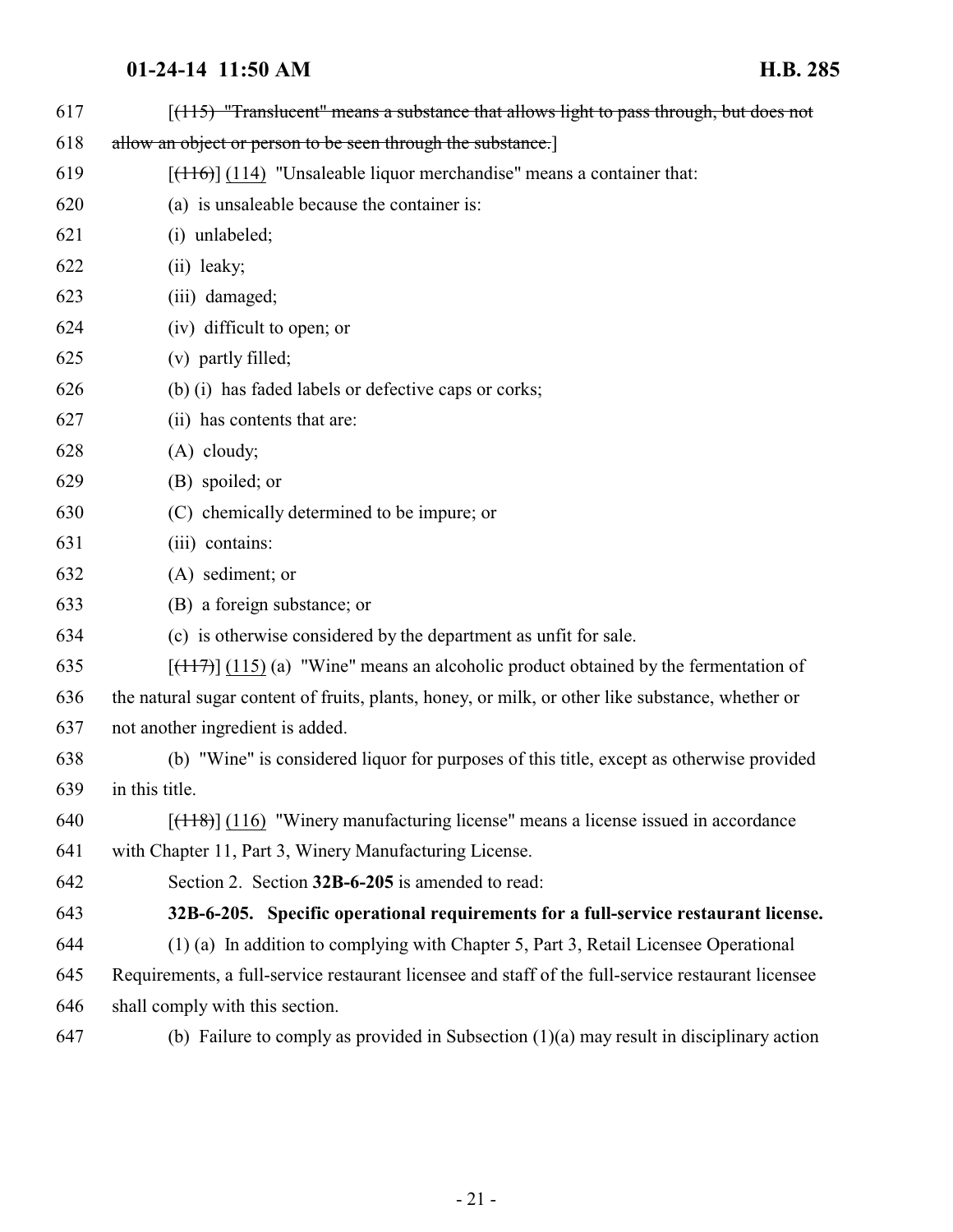617 [~~(115) "Translucent" means a substance that allows light to pass through, but does not~~
618 ~~allow an object or person to be seen through the substance.~~]

619 [~~(116)~~] (114) "Unsaleable liquor merchandise" means a container that:

620 (a) is unsaleable because the container is:

621 (i) unlabeled;

622 (ii) leaky;

623 (iii) damaged;

624 (iv) difficult to open; or

625 (v) partly filled;

626 (b) (i) has faded labels or defective caps or corks;

627 (ii) has contents that are:

628 (A) cloudy;

629 (B) spoiled; or

630 (C) chemically determined to be impure; or

631 (iii) contains:

632 (A) sediment; or

633 (B) a foreign substance; or

634 (c) is otherwise considered by the department as unfit for sale.

635 [~~(117)~~] (115) (a) "Wine" means an alcoholic product obtained by the fermentation of
636 the natural sugar content of fruits, plants, honey, or milk, or other like substance, whether or
637 not another ingredient is added.

638 (b) "Wine" is considered liquor for purposes of this title, except as otherwise provided
639 in this title.

640 [~~(118)~~] (116) "Winery manufacturing license" means a license issued in accordance
641 with Chapter 11, Part 3, Winery Manufacturing License.

642 Section 2. Section **32B-6-205** is amended to read:

643 **32B-6-205. Specific operational requirements for a full-service restaurant license.**

644 (1) (a) In addition to complying with Chapter 5, Part 3, Retail Licensee Operational
645 Requirements, a full-service restaurant licensee and staff of the full-service restaurant licensee
646 shall comply with this section.

647 (b) Failure to comply as provided in Subsection (1)(a) may result in disciplinary action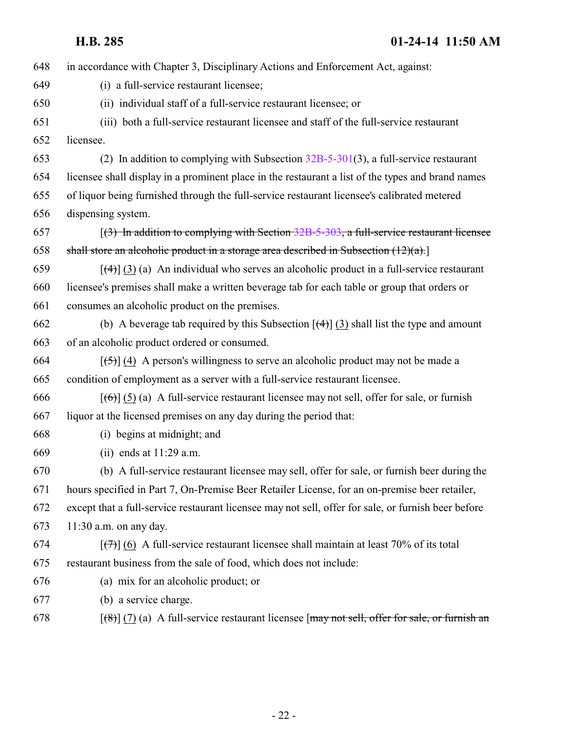648 in accordance with Chapter 3, Disciplinary Actions and Enforcement Act, against:

649 (i) a full-service restaurant licensee;

650 (ii) individual staff of a full-service restaurant licensee; or

651 (iii) both a full-service restaurant licensee and staff of the full-service restaurant

652 licensee.

653 (2) In addition to complying with Subsection 32B-5-301(3), a full-service restaurant

654 licensee shall display in a prominent place in the restaurant a list of the types and brand names

655 of liquor being furnished through the full-service restaurant licensee's calibrated metered

656 dispensing system.

657 [~~(3) In addition to complying with Section 32B-5-303, a full-service restaurant licensee~~

658 ~~shall store an alcoholic product in a storage area described in Subsection (12)(a).~~]

659 [~~(4)~~] (3) (a) An individual who serves an alcoholic product in a full-service restaurant

660 licensee's premises shall make a written beverage tab for each table or group that orders or

661 consumes an alcoholic product on the premises.

662 (b) A beverage tab required by this Subsection [~~(4)~~] (3) shall list the type and amount

663 of an alcoholic product ordered or consumed.

664 [~~(5)~~] (4) A person's willingness to serve an alcoholic product may not be made a

665 condition of employment as a server with a full-service restaurant licensee.

666 [~~(6)~~] (5) (a) A full-service restaurant licensee may not sell, offer for sale, or furnish

667 liquor at the licensed premises on any day during the period that:

668 (i) begins at midnight; and

669 (ii) ends at 11:29 a.m.

670 (b) A full-service restaurant licensee may sell, offer for sale, or furnish beer during the

671 hours specified in Part 7, On-Premise Beer Retailer License, for an on-premise beer retailer,

672 except that a full-service restaurant licensee may not sell, offer for sale, or furnish beer before

673 11:30 a.m. on any day.

674 [~~(7)~~] (6) A full-service restaurant licensee shall maintain at least 70% of its total

675 restaurant business from the sale of food, which does not include:

676 (a) mix for an alcoholic product; or

677 (b) a service charge.

678 [~~(8)~~] (7) (a) A full-service restaurant licensee [~~may not sell, offer for sale, or furnish an~~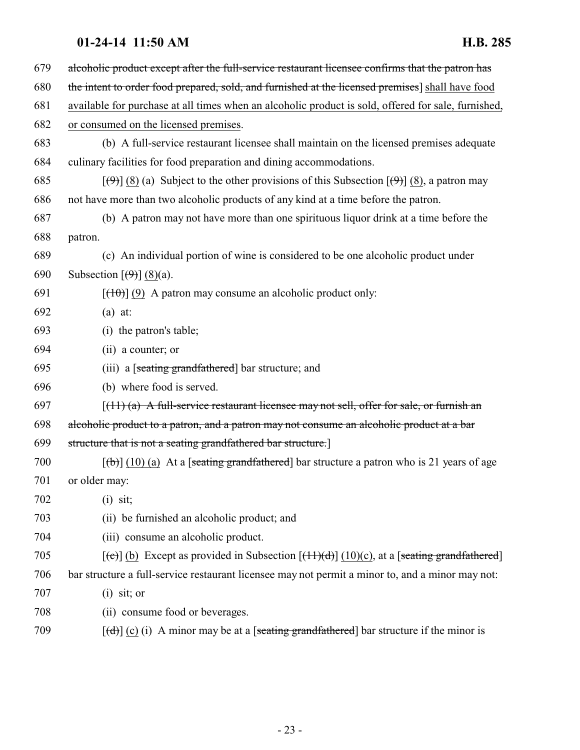679 ~~alcoholic product except after the full-service restaurant licensee confirms that the patron has~~
680 ~~the intent to order food prepared, sold, and furnished at the licensed premises~~] <u>shall have food</u>
681 <u>available for purchase at all times when an alcoholic product is sold, offered for sale, furnished,</u>
682 <u>or consumed on the licensed premises</u>.

683 (b) A full-service restaurant licensee shall maintain on the licensed premises adequate
684 culinary facilities for food preparation and dining accommodations.

685 [~~(9)~~] <u>(8)</u> (a) Subject to the other provisions of this Subsection [~~(9)~~] <u>(8)</u>, a patron may
686 not have more than two alcoholic products of any kind at a time before the patron.

687 (b) A patron may not have more than one spirituous liquor drink at a time before the
688 patron.

689 (c) An individual portion of wine is considered to be one alcoholic product under
690 Subsection [~~(9)~~] <u>(8)</u>(a).

691 [~~(10)~~] <u>(9)</u> A patron may consume an alcoholic product only:

692 (a) at:

693 (i) the patron's table;

694 (ii) a counter; or

695 (iii) a [~~seating grandfathered~~] bar structure; and

696 (b) where food is served.

697 [~~(11) (a) A full-service restaurant licensee may not sell, offer for sale, or furnish an~~
698 ~~alcoholic product to a patron, and a patron may not consume an alcoholic product at a bar~~
699 ~~structure that is not a seating grandfathered bar structure.~~]

700 [~~(b)~~] <u>(10) (a)</u> At a [~~seating grandfathered~~] bar structure a patron who is 21 years of age
701 or older may:

702 (i) sit;

703 (ii) be furnished an alcoholic product; and

704 (iii) consume an alcoholic product.

705 [~~(c)~~] <u>(b)</u> Except as provided in Subsection [~~(11)(d)~~] <u>(10)(c)</u>, at a [~~seating grandfathered~~]
706 bar structure a full-service restaurant licensee may not permit a minor to, and a minor may not:

707 (i) sit; or

708 (ii) consume food or beverages.

709 [~~(d)~~] <u>(c)</u> (i) A minor may be at a [~~seating grandfathered~~] bar structure if the minor is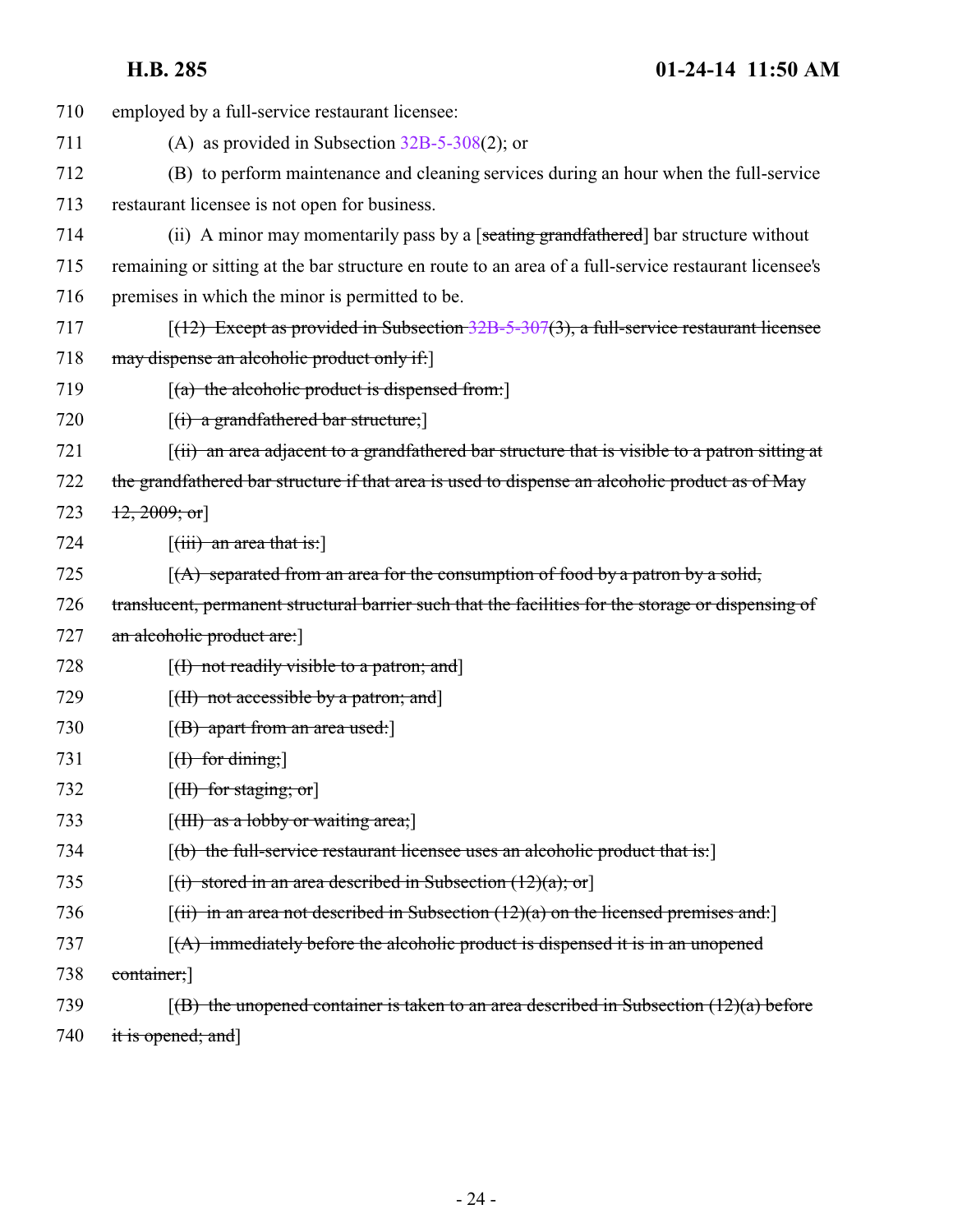710 employed by a full-service restaurant licensee:

711 (A) as provided in Subsection 32B-5-308(2); or

712 (B) to perform maintenance and cleaning services during an hour when the full-service

713 restaurant licensee is not open for business.

714 (ii) A minor may momentarily pass by a [~~seating grandfathered~~] bar structure without

715 remaining or sitting at the bar structure en route to an area of a full-service restaurant licensee's

716 premises in which the minor is permitted to be.

717 [~~(12) Except as provided in Subsection 32B-5-307(3), a full-service restaurant licensee~~

718 ~~may dispense an alcoholic product only if:~~]

719 [~~(a) the alcoholic product is dispensed from:~~]

720 [~~(i) a grandfathered bar structure;~~]

721 [~~(ii) an area adjacent to a grandfathered bar structure that is visible to a patron sitting at~~

722 ~~the grandfathered bar structure if that area is used to dispense an alcoholic product as of May~~

723 ~~12, 2009; or~~]

724 [~~(iii) an area that is:~~]

725 [~~(A) separated from an area for the consumption of food by a patron by a solid,~~

726 ~~translucent, permanent structural barrier such that the facilities for the storage or dispensing of~~

727 ~~an alcoholic product are:~~]

728 [~~(I) not readily visible to a patron; and~~]

729 [~~(II) not accessible by a patron; and~~]

730 [~~(B) apart from an area used:~~]

731 [~~(I) for dining;~~]

732 [~~(II) for staging; or~~]

733 [~~(III) as a lobby or waiting area;~~]

734 [~~(b) the full-service restaurant licensee uses an alcoholic product that is:~~]

735 [~~(i) stored in an area described in Subsection (12)(a); or~~]

736 [~~(ii) in an area not described in Subsection (12)(a) on the licensed premises and:~~]

737 [~~(A) immediately before the alcoholic product is dispensed it is in an unopened~~

738 ~~container;~~]

739 [~~(B) the unopened container is taken to an area described in Subsection (12)(a) before~~

740 ~~it is opened; and~~]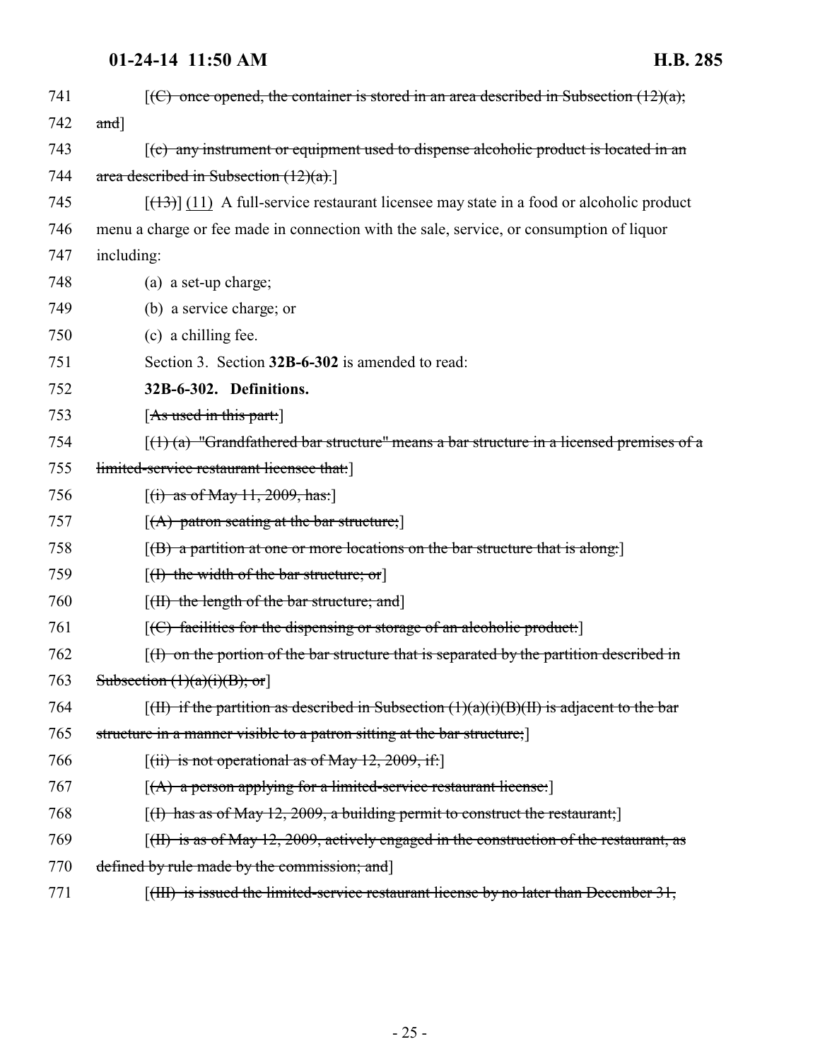741 [~~(C) once opened, the container is stored in an area described in Subsection (12)(a);~~

742 ~~and~~]

743 [~~(c) any instrument or equipment used to dispense alcoholic product is located in an~~

744 ~~area described in Subsection (12)(a).~~]

745 [~~(13)~~] (11) A full-service restaurant licensee may state in a food or alcoholic product

746 menu a charge or fee made in connection with the sale, service, or consumption of liquor

747 including:

748 (a) a set-up charge;

749 (b) a service charge; or

750 (c) a chilling fee.

751 Section 3. Section **32B-6-302** is amended to read:

752 **32B-6-302. Definitions.**

753 [~~As used in this part:~~]

754 [~~(1) (a) "Grandfathered bar structure" means a bar structure in a licensed premises of a~~

755 ~~limited-service restaurant licensee that:~~]

756 [~~(i) as of May 11, 2009, has:~~]

757 [~~(A) patron seating at the bar structure;~~]

758 [~~(B) a partition at one or more locations on the bar structure that is along:~~]

759 [~~(I) the width of the bar structure; or~~]

760 [~~(II) the length of the bar structure; and~~]

761 [~~(C) facilities for the dispensing or storage of an alcoholic product:~~]

762 [~~(I) on the portion of the bar structure that is separated by the partition described in~~

763 ~~Subsection (1)(a)(i)(B); or~~]

764 [~~(II) if the partition as described in Subsection (1)(a)(i)(B)(II) is adjacent to the bar~~

765 ~~structure in a manner visible to a patron sitting at the bar structure;~~]

766 [~~(ii) is not operational as of May 12, 2009, if:~~]

767 [~~(A) a person applying for a limited-service restaurant license:~~]

768 [~~(I) has as of May 12, 2009, a building permit to construct the restaurant;~~]

769 [~~(II) is as of May 12, 2009, actively engaged in the construction of the restaurant, as~~

770 ~~defined by rule made by the commission; and~~]

771 [~~(III) is issued the limited-service restaurant license by no later than December 31,~~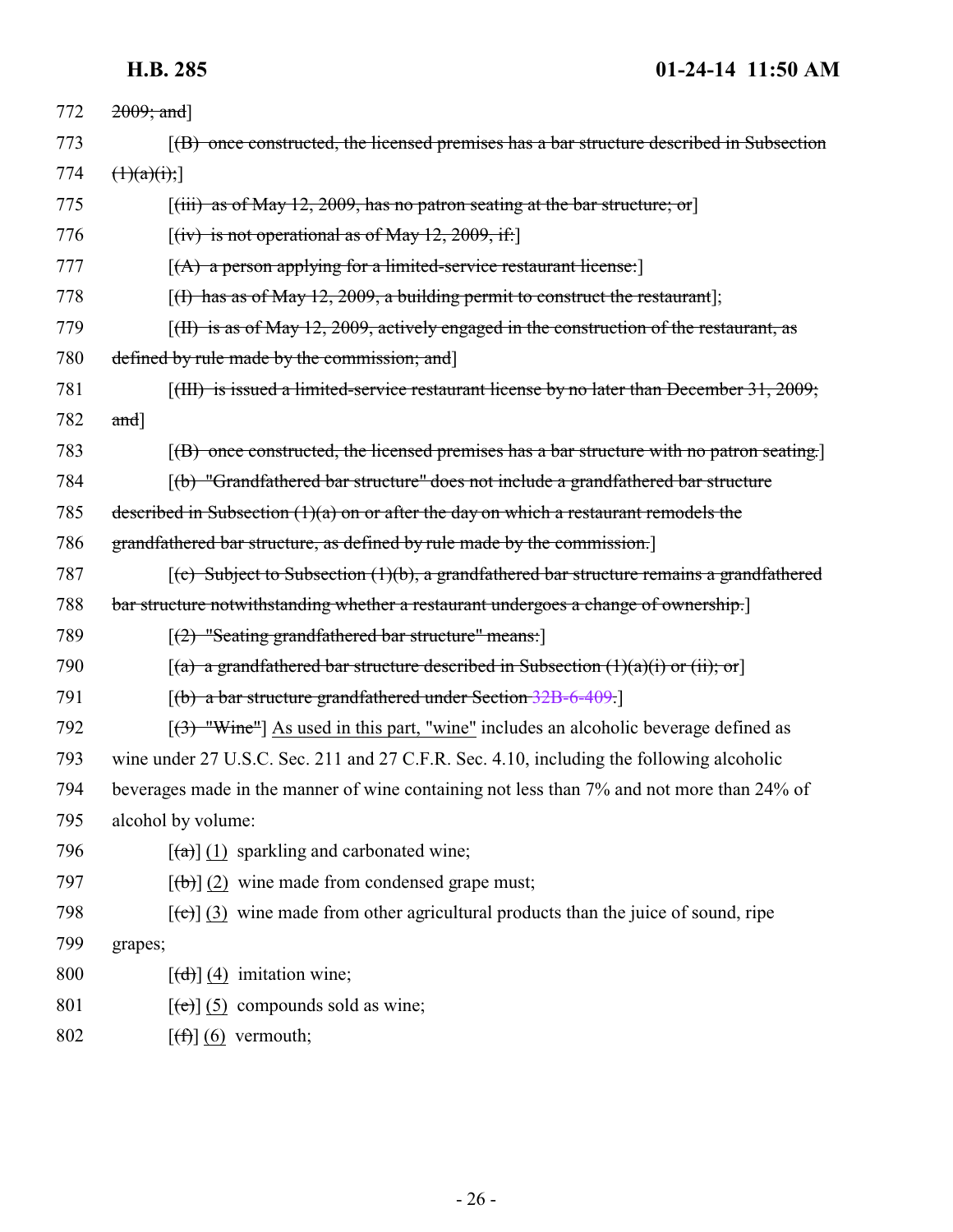772 ~~2009; and~~]

773 [~~(B) once constructed, the licensed premises has a bar structure described in Subsection~~

774 ~~(1)(a)(i);~~]

775 [~~(iii) as of May 12, 2009, has no patron seating at the bar structure; or~~]

776 [~~(iv) is not operational as of May 12, 2009, if:~~]

777 [~~(A) a person applying for a limited-service restaurant license:~~]

778 [~~(I) has as of May 12, 2009, a building permit to construct the restaurant~~];

779 [~~(II) is as of May 12, 2009, actively engaged in the construction of the restaurant, as~~

780 ~~defined by rule made by the commission; and~~]

781 [~~(III) is issued a limited-service restaurant license by no later than December 31, 2009;~~

782 ~~and~~]

783 [~~(B) once constructed, the licensed premises has a bar structure with no patron seating.~~]

784 [~~(b) "Grandfathered bar structure" does not include a grandfathered bar structure~~

785 ~~described in Subsection (1)(a) on or after the day on which a restaurant remodels the~~

786 ~~grandfathered bar structure, as defined by rule made by the commission.~~]

787 [~~(c) Subject to Subsection (1)(b), a grandfathered bar structure remains a grandfathered~~

788 ~~bar structure notwithstanding whether a restaurant undergoes a change of ownership.~~]

789 [~~(2) "Seating grandfathered bar structure" means:~~]

790 [~~(a) a grandfathered bar structure described in Subsection (1)(a)(i) or (ii); or~~]

791 [~~(b) a bar structure grandfathered under Section 32B-6-409.~~]

792 [~~(3) "Wine"~~] As used in this part, "wine" includes an alcoholic beverage defined as

793 wine under 27 U.S.C. Sec. 211 and 27 C.F.R. Sec. 4.10, including the following alcoholic

794 beverages made in the manner of wine containing not less than 7% and not more than 24% of

795 alcohol by volume:

796 [~~(a)~~] (1) sparkling and carbonated wine;

797 [~~(b)~~] (2) wine made from condensed grape must;

798 [~~(c)~~] (3) wine made from other agricultural products than the juice of sound, ripe

799 grapes;

800 [~~(d)~~] (4) imitation wine;

801 [~~(e)~~] (5) compounds sold as wine;

802 [~~(f)~~] (6) vermouth;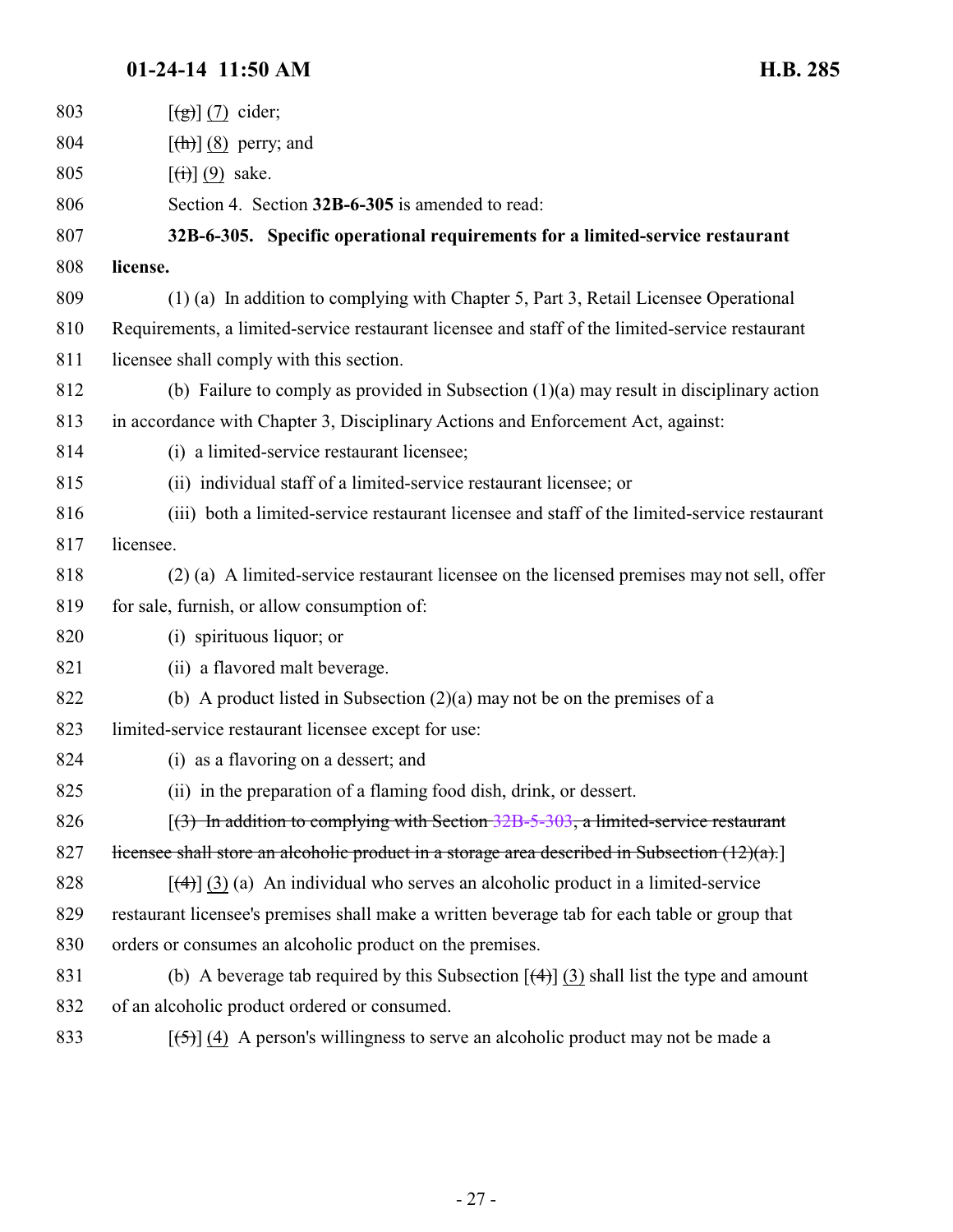803 [~~(g)~~] (7) cider;

804 [~~(h)~~] (8) perry; and

805 [~~(i)~~] (9) sake.

806 Section 4. Section **32B-6-305** is amended to read:

807 **32B-6-305. Specific operational requirements for a limited-service restaurant**

808 **license.**

809 (1) (a) In addition to complying with Chapter 5, Part 3, Retail Licensee Operational

810 Requirements, a limited-service restaurant licensee and staff of the limited-service restaurant

811 licensee shall comply with this section.

812 (b) Failure to comply as provided in Subsection (1)(a) may result in disciplinary action

813 in accordance with Chapter 3, Disciplinary Actions and Enforcement Act, against:

814 (i) a limited-service restaurant licensee;

815 (ii) individual staff of a limited-service restaurant licensee; or

816 (iii) both a limited-service restaurant licensee and staff of the limited-service restaurant

817 licensee.

818 (2) (a) A limited-service restaurant licensee on the licensed premises may not sell, offer

819 for sale, furnish, or allow consumption of:

820 (i) spirituous liquor; or

821 (ii) a flavored malt beverage.

822 (b) A product listed in Subsection (2)(a) may not be on the premises of a

823 limited-service restaurant licensee except for use:

824 (i) as a flavoring on a dessert; and

825 (ii) in the preparation of a flaming food dish, drink, or dessert.

826 [~~(3) In addition to complying with Section 32B-5-303, a limited-service restaurant~~

827 ~~licensee shall store an alcoholic product in a storage area described in Subsection (12)(a).~~]

828 [~~(4)~~] (3) (a) An individual who serves an alcoholic product in a limited-service

829 restaurant licensee's premises shall make a written beverage tab for each table or group that

830 orders or consumes an alcoholic product on the premises.

831 (b) A beverage tab required by this Subsection [~~(4)~~] (3) shall list the type and amount

832 of an alcoholic product ordered or consumed.

833 [~~(5)~~] (4) A person's willingness to serve an alcoholic product may not be made a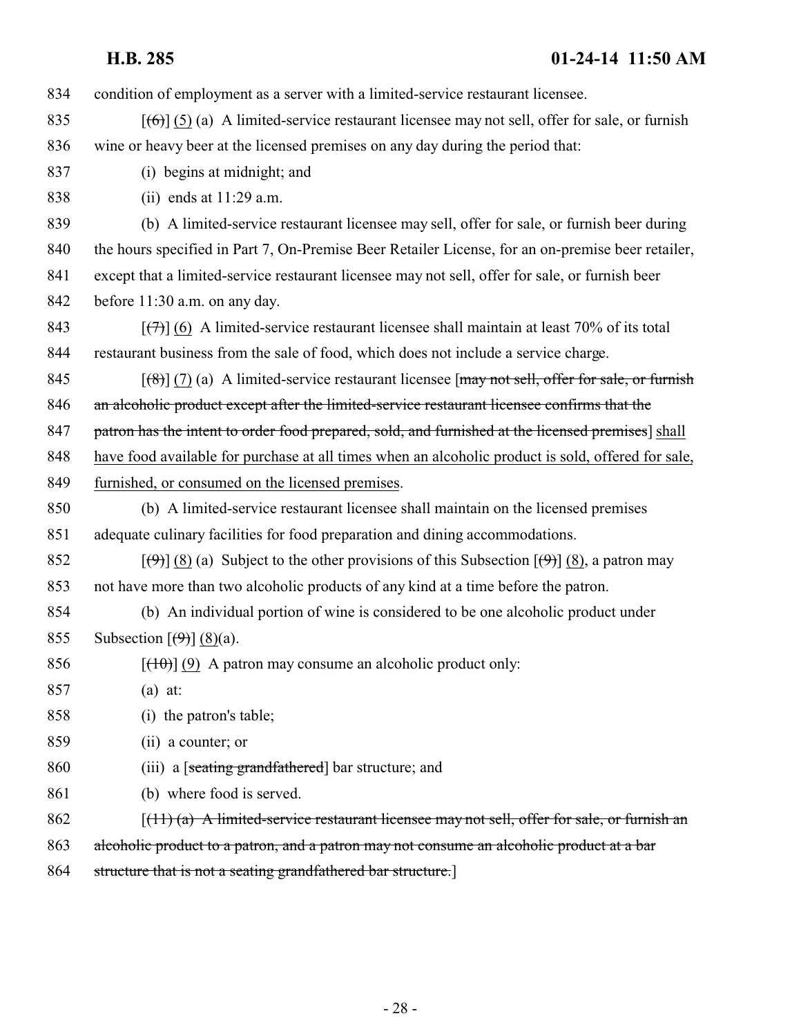834 condition of employment as a server with a limited-service restaurant licensee.

835 [~~(6)~~] <u>(5)</u> (a) A limited-service restaurant licensee may not sell, offer for sale, or furnish

836 wine or heavy beer at the licensed premises on any day during the period that:

837 (i) begins at midnight; and

838 (ii) ends at 11:29 a.m.

839 (b) A limited-service restaurant licensee may sell, offer for sale, or furnish beer during

840 the hours specified in Part 7, On-Premise Beer Retailer License, for an on-premise beer retailer,

841 except that a limited-service restaurant licensee may not sell, offer for sale, or furnish beer

842 before 11:30 a.m. on any day.

843 [~~(7)~~] <u>(6)</u> A limited-service restaurant licensee shall maintain at least 70% of its total

844 restaurant business from the sale of food, which does not include a service charge.

845 [~~(8)~~] <u>(7)</u> (a) A limited-service restaurant licensee [~~may not sell, offer for sale, or furnish~~

846 ~~an alcoholic product except after the limited-service restaurant licensee confirms that the~~

847 ~~patron has the intent to order food prepared, sold, and furnished at the licensed premises~~] <u>shall</u>

848 <u>have food available for purchase at all times when an alcoholic product is sold, offered for sale,</u>

849 <u>furnished, or consumed on the licensed premises</u>.

850 (b) A limited-service restaurant licensee shall maintain on the licensed premises

851 adequate culinary facilities for food preparation and dining accommodations.

852 [~~(9)~~] <u>(8)</u> (a) Subject to the other provisions of this Subsection [~~(9)~~] <u>(8)</u>, a patron may

853 not have more than two alcoholic products of any kind at a time before the patron.

854 (b) An individual portion of wine is considered to be one alcoholic product under

855 Subsection [~~(9)~~] <u>(8)</u>(a).

856 [~~(10)~~] <u>(9)</u> A patron may consume an alcoholic product only:

857 (a) at:

858 (i) the patron's table;

859 (ii) a counter; or

860 (iii) a [~~seating grandfathered~~] bar structure; and

861 (b) where food is served.

862 [~~(11) (a) A limited-service restaurant licensee may not sell, offer for sale, or furnish an~~

863 ~~alcoholic product to a patron, and a patron may not consume an alcoholic product at a bar~~

864 ~~structure that is not a seating grandfathered bar structure.~~]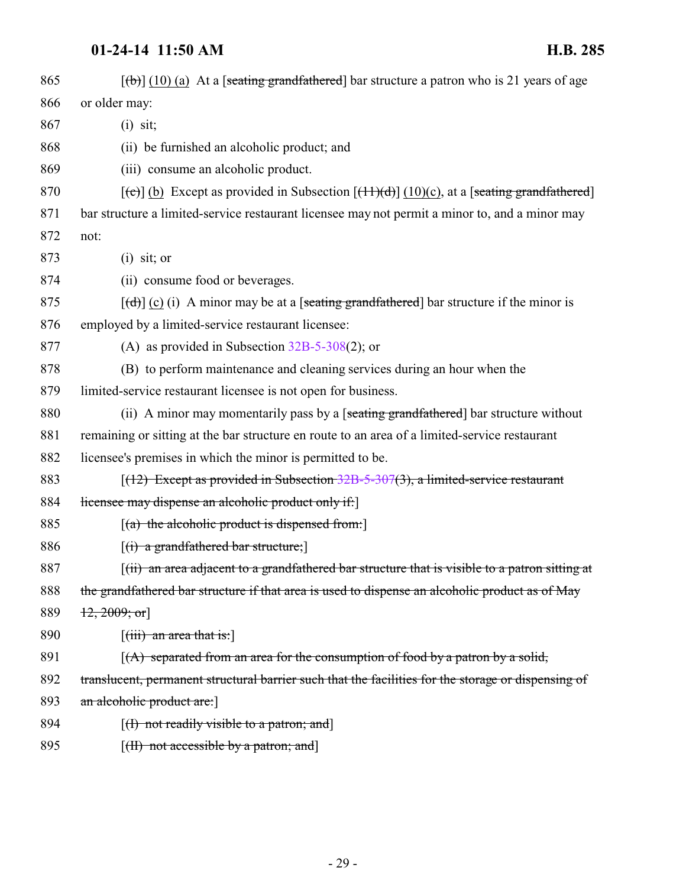865 [~~(b)~~] (10) (a) At a [~~seating grandfathered~~] bar structure a patron who is 21 years of age
866 or older may:
867 (i) sit;
868 (ii) be furnished an alcoholic product; and
869 (iii) consume an alcoholic product.
870 [~~(c)~~] (b) Except as provided in Subsection [~~(11)(d)~~] (10)(c), at a [~~seating grandfathered~~]
871 bar structure a limited-service restaurant licensee may not permit a minor to, and a minor may
872 not:
873 (i) sit; or
874 (ii) consume food or beverages.
875 [~~(d)~~] (c) (i) A minor may be at a [~~seating grandfathered~~] bar structure if the minor is
876 employed by a limited-service restaurant licensee:
877 (A) as provided in Subsection 32B-5-308(2); or
878 (B) to perform maintenance and cleaning services during an hour when the
879 limited-service restaurant licensee is not open for business.
880 (ii) A minor may momentarily pass by a [~~seating grandfathered~~] bar structure without
881 remaining or sitting at the bar structure en route to an area of a limited-service restaurant
882 licensee's premises in which the minor is permitted to be.
883 [~~(12) Except as provided in Subsection 32B-5-307(3), a limited-service restaurant~~
884 ~~licensee may dispense an alcoholic product only if:~~]
885 [~~(a) the alcoholic product is dispensed from:~~]
886 [~~(i) a grandfathered bar structure;~~]
887 [~~(ii) an area adjacent to a grandfathered bar structure that is visible to a patron sitting at~~
888 ~~the grandfathered bar structure if that area is used to dispense an alcoholic product as of May~~
889 ~~12, 2009; or~~]
890 [~~(iii) an area that is:~~]
891 [~~(A) separated from an area for the consumption of food by a patron by a solid,~~
892 ~~translucent, permanent structural barrier such that the facilities for the storage or dispensing of~~
893 ~~an alcoholic product are:~~]
894 [~~(I) not readily visible to a patron; and~~]
895 [~~(II) not accessible by a patron; and~~]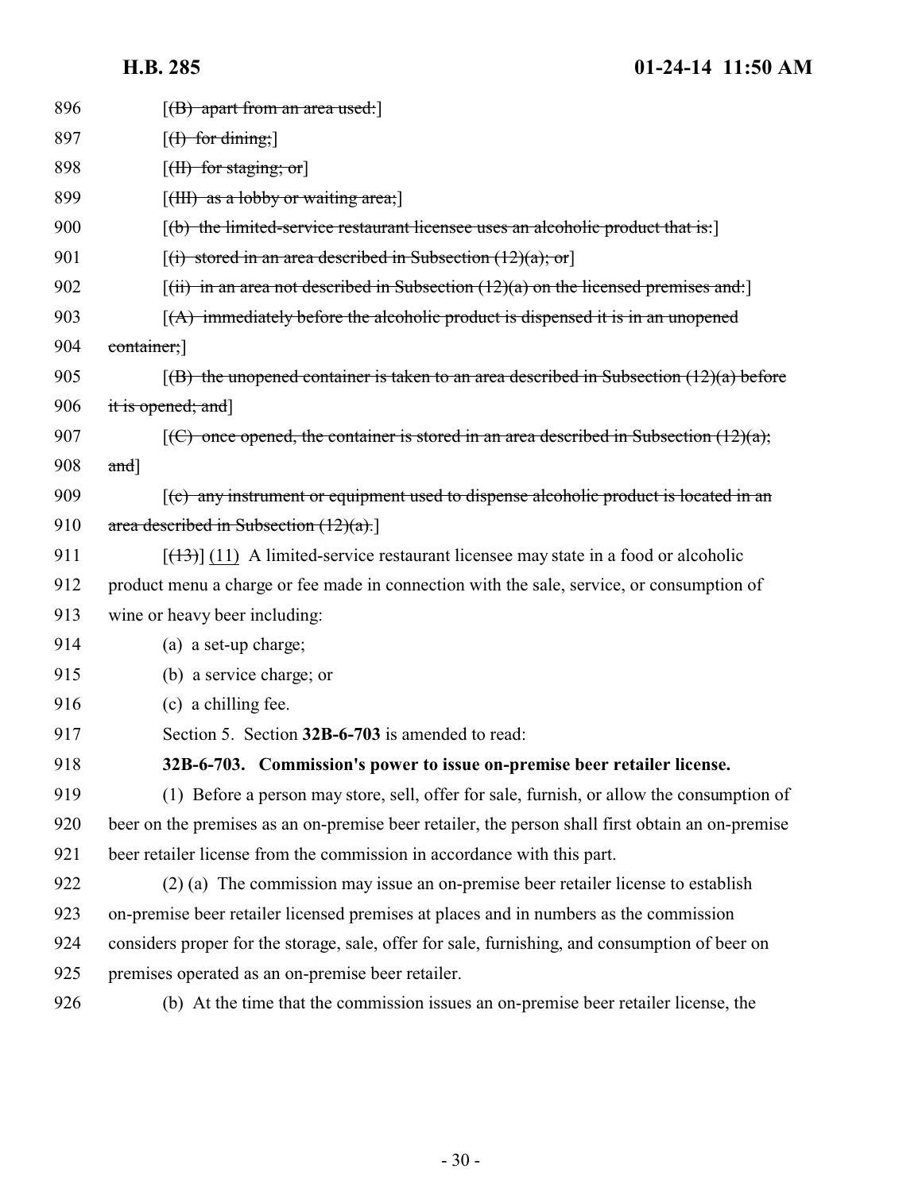896 [(B) apart from an area used:]

897 [(I) for dining;]

898 [(II) for staging; or]

899 [(III) as a lobby or waiting area;]

900 [(b) the limited-service restaurant licensee uses an alcoholic product that is:]

901 [(i) stored in an area described in Subsection (12)(a); or]

902 [(ii) in an area not described in Subsection (12)(a) on the licensed premises and:]

903 [(A) immediately before the alcoholic product is dispensed it is in an unopened

904 container;]

905 [(B) the unopened container is taken to an area described in Subsection (12)(a) before

906 it is opened; and]

907 [(C) once opened, the container is stored in an area described in Subsection (12)(a);

908 and]

909 [(c) any instrument or equipment used to dispense alcoholic product is located in an

910 area described in Subsection (12)(a).]

911 [(13)] (11) A limited-service restaurant licensee may state in a food or alcoholic

912 product menu a charge or fee made in connection with the sale, service, or consumption of

913 wine or heavy beer including:

914 (a) a set-up charge;

915 (b) a service charge; or

916 (c) a chilling fee.

917 Section 5. Section **32B-6-703** is amended to read:

918 **32B-6-703. Commission's power to issue on-premise beer retailer license.**

919 (1) Before a person may store, sell, offer for sale, furnish, or allow the consumption of

920 beer on the premises as an on-premise beer retailer, the person shall first obtain an on-premise

921 beer retailer license from the commission in accordance with this part.

922 (2) (a) The commission may issue an on-premise beer retailer license to establish

923 on-premise beer retailer licensed premises at places and in numbers as the commission

924 considers proper for the storage, sale, offer for sale, furnishing, and consumption of beer on

925 premises operated as an on-premise beer retailer.

926 (b) At the time that the commission issues an on-premise beer retailer license, the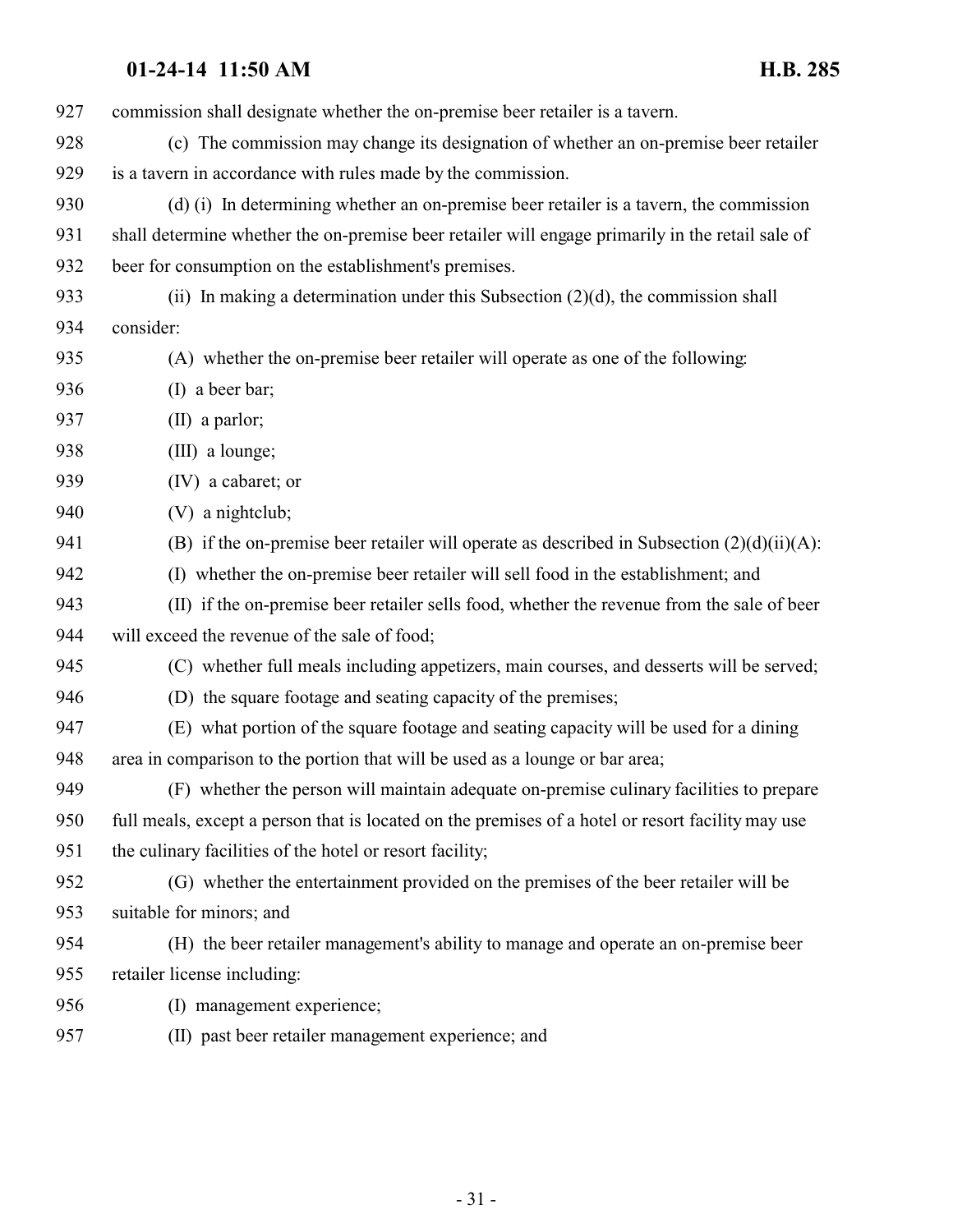commission shall designate whether the on-premise beer retailer is a tavern.

(c) The commission may change its designation of whether an on-premise beer retailer is a tavern in accordance with rules made by the commission.

(d) (i) In determining whether an on-premise beer retailer is a tavern, the commission shall determine whether the on-premise beer retailer will engage primarily in the retail sale of beer for consumption on the establishment's premises.

(ii) In making a determination under this Subsection (2)(d), the commission shall consider:

(A) whether the on-premise beer retailer will operate as one of the following:

(I) a beer bar;

(II) a parlor;

(III) a lounge;

(IV) a cabaret; or

(V) a nightclub;

(B) if the on-premise beer retailer will operate as described in Subsection (2)(d)(ii)(A):

(I) whether the on-premise beer retailer will sell food in the establishment; and

(II) if the on-premise beer retailer sells food, whether the revenue from the sale of beer will exceed the revenue of the sale of food;

(C) whether full meals including appetizers, main courses, and desserts will be served;

(D) the square footage and seating capacity of the premises;

(E) what portion of the square footage and seating capacity will be used for a dining area in comparison to the portion that will be used as a lounge or bar area;

(F) whether the person will maintain adequate on-premise culinary facilities to prepare full meals, except a person that is located on the premises of a hotel or resort facility may use the culinary facilities of the hotel or resort facility;

(G) whether the entertainment provided on the premises of the beer retailer will be suitable for minors; and

(H) the beer retailer management's ability to manage and operate an on-premise beer retailer license including:

(I) management experience;

(II) past beer retailer management experience; and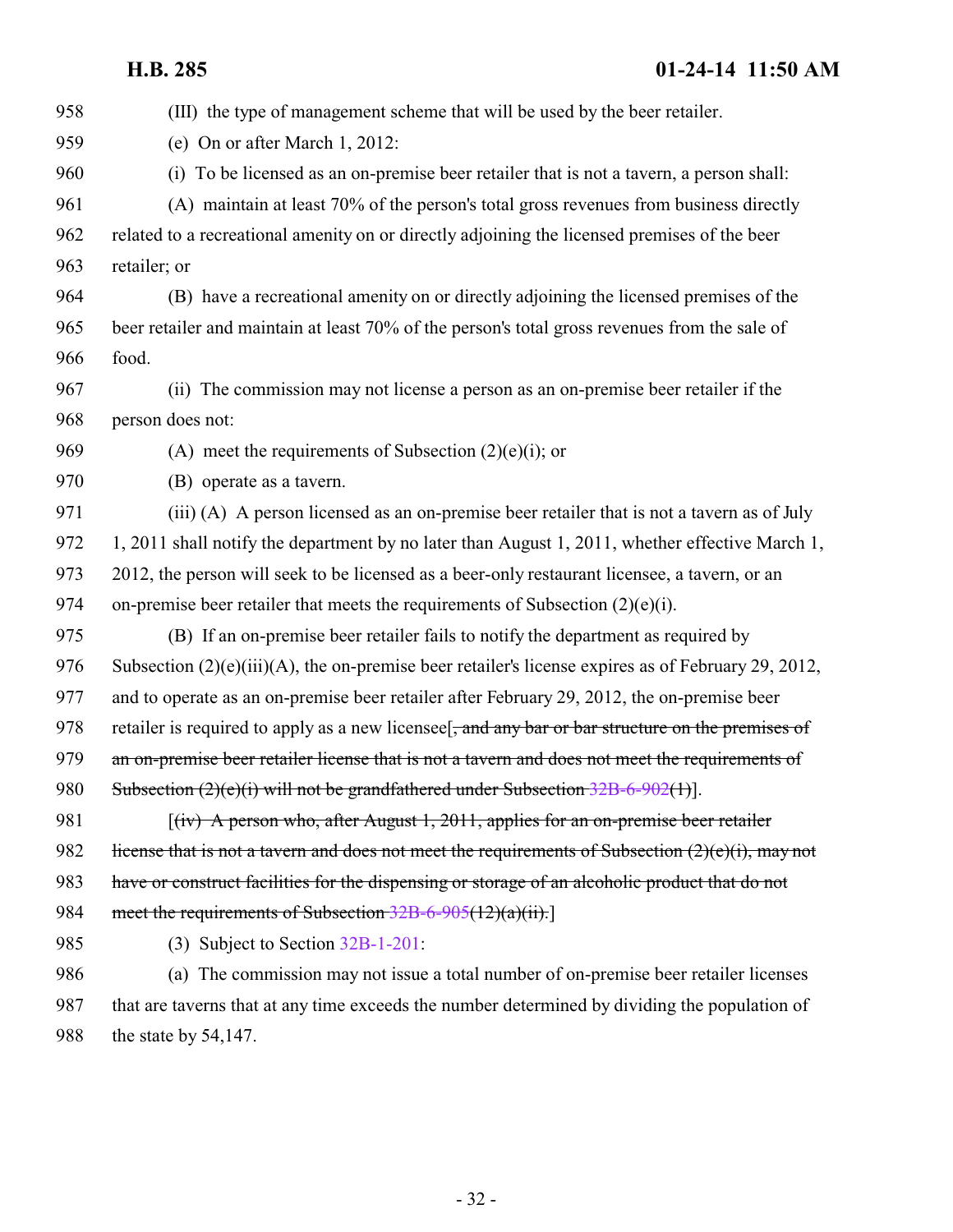958 (III) the type of management scheme that will be used by the beer retailer.

959 (e) On or after March 1, 2012:

960 (i) To be licensed as an on-premise beer retailer that is not a tavern, a person shall:

961 (A) maintain at least 70% of the person's total gross revenues from business directly
962 related to a recreational amenity on or directly adjoining the licensed premises of the beer
963 retailer; or

964 (B) have a recreational amenity on or directly adjoining the licensed premises of the
965 beer retailer and maintain at least 70% of the person's total gross revenues from the sale of
966 food.

967 (ii) The commission may not license a person as an on-premise beer retailer if the
968 person does not:

969 (A) meet the requirements of Subsection (2)(e)(i); or

970 (B) operate as a tavern.

971 (iii) (A) A person licensed as an on-premise beer retailer that is not a tavern as of July
972 1, 2011 shall notify the department by no later than August 1, 2011, whether effective March 1,
973 2012, the person will seek to be licensed as a beer-only restaurant licensee, a tavern, or an
974 on-premise beer retailer that meets the requirements of Subsection (2)(e)(i).

975 (B) If an on-premise beer retailer fails to notify the department as required by
976 Subsection (2)(e)(iii)(A), the on-premise beer retailer's license expires as of February 29, 2012,
977 and to operate as an on-premise beer retailer after February 29, 2012, the on-premise beer
978 retailer is required to apply as a new licensee[~~, and any bar or bar structure on the premises of~~
979 ~~an on-premise beer retailer license that is not a tavern and does not meet the requirements of~~
980 ~~Subsection (2)(e)(i) will not be grandfathered under Subsection 32B-6-902(1)~~].

981 [~~(iv) A person who, after August 1, 2011, applies for an on-premise beer retailer~~
982 ~~license that is not a tavern and does not meet the requirements of Subsection (2)(e)(i), may not~~
983 ~~have or construct facilities for the dispensing or storage of an alcoholic product that do not~~
984 ~~meet the requirements of Subsection 32B-6-905(12)(a)(ii).~~]

985 (3) Subject to Section 32B-1-201:

986 (a) The commission may not issue a total number of on-premise beer retailer licenses
987 that are taverns that at any time exceeds the number determined by dividing the population of
988 the state by 54,147.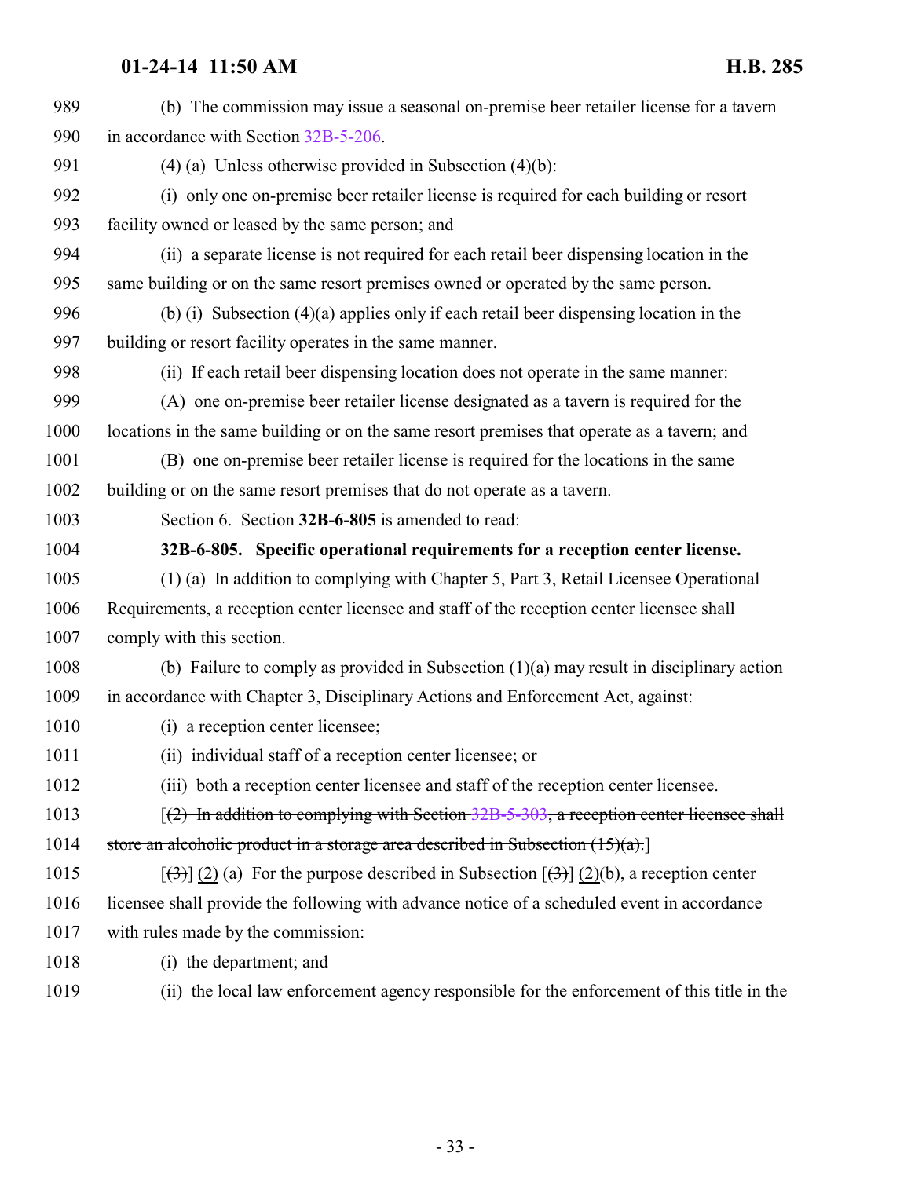(b) The commission may issue a seasonal on-premise beer retailer license for a tavern in accordance with Section 32B-5-206.

(4) (a) Unless otherwise provided in Subsection (4)(b):

(i) only one on-premise beer retailer license is required for each building or resort facility owned or leased by the same person; and

(ii) a separate license is not required for each retail beer dispensing location in the same building or on the same resort premises owned or operated by the same person.

(b) (i) Subsection (4)(a) applies only if each retail beer dispensing location in the building or resort facility operates in the same manner.

(ii) If each retail beer dispensing location does not operate in the same manner:

(A) one on-premise beer retailer license designated as a tavern is required for the locations in the same building or on the same resort premises that operate as a tavern; and

(B) one on-premise beer retailer license is required for the locations in the same building or on the same resort premises that do not operate as a tavern.

Section 6. Section **32B-6-805** is amended to read:

**32B-6-805. Specific operational requirements for a reception center license.**

(1) (a) In addition to complying with Chapter 5, Part 3, Retail Licensee Operational Requirements, a reception center licensee and staff of the reception center licensee shall comply with this section.

(b) Failure to comply as provided in Subsection (1)(a) may result in disciplinary action in accordance with Chapter 3, Disciplinary Actions and Enforcement Act, against:

(i) a reception center licensee;

(ii) individual staff of a reception center licensee; or

(iii) both a reception center licensee and staff of the reception center licensee.

[~~(2) In addition to complying with Section 32B-5-303, a reception center licensee shall store an alcoholic product in a storage area described in Subsection (15)(a).~~]

[~~(3)~~] (2) (a) For the purpose described in Subsection [~~(3)~~] (2)(b), a reception center licensee shall provide the following with advance notice of a scheduled event in accordance with rules made by the commission:

(i) the department; and

(ii) the local law enforcement agency responsible for the enforcement of this title in the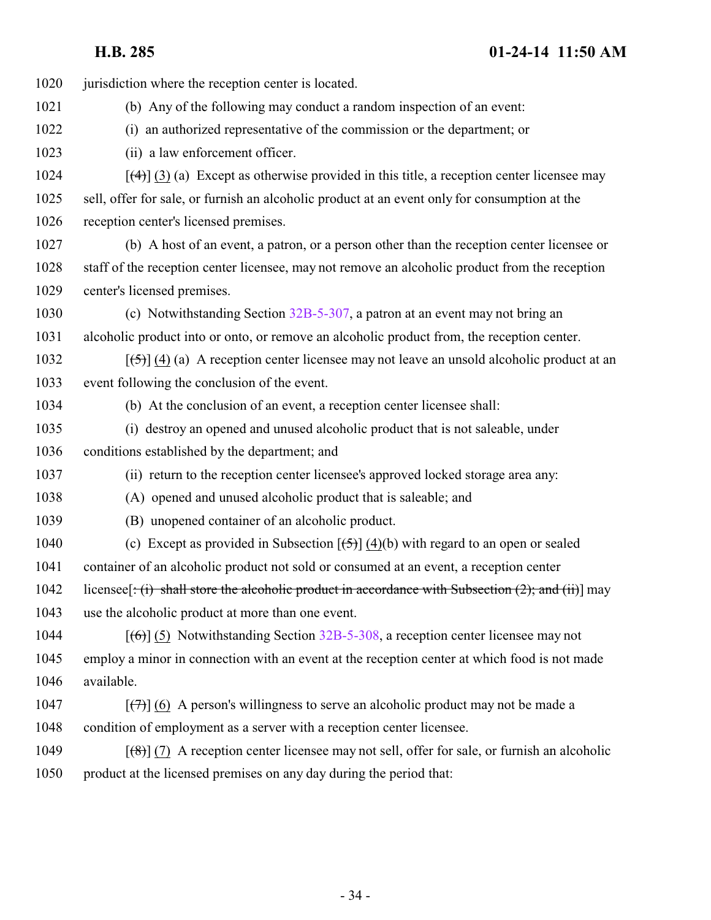1020 jurisdiction where the reception center is located.

1021 (b) Any of the following may conduct a random inspection of an event:

1022 (i) an authorized representative of the commission or the department; or

1023 (ii) a law enforcement officer.

1024 [~~(4)~~] (3) (a) Except as otherwise provided in this title, a reception center licensee may

1025 sell, offer for sale, or furnish an alcoholic product at an event only for consumption at the

1026 reception center's licensed premises.

1027 (b) A host of an event, a patron, or a person other than the reception center licensee or

1028 staff of the reception center licensee, may not remove an alcoholic product from the reception

1029 center's licensed premises.

1030 (c) Notwithstanding Section 32B-5-307, a patron at an event may not bring an

1031 alcoholic product into or onto, or remove an alcoholic product from, the reception center.

1032 [~~(5)~~] (4) (a) A reception center licensee may not leave an unsold alcoholic product at an

1033 event following the conclusion of the event.

1034 (b) At the conclusion of an event, a reception center licensee shall:

1035 (i) destroy an opened and unused alcoholic product that is not saleable, under

1036 conditions established by the department; and

1037 (ii) return to the reception center licensee's approved locked storage area any:

1038 (A) opened and unused alcoholic product that is saleable; and

1039 (B) unopened container of an alcoholic product.

1040 (c) Except as provided in Subsection [~~(5)~~] (4)(b) with regard to an open or sealed

1041 container of an alcoholic product not sold or consumed at an event, a reception center

1042 licensee[~~: (i) shall store the alcoholic product in accordance with Subsection (2); and (ii)~~] may

1043 use the alcoholic product at more than one event.

1044 [~~(6)~~] (5) Notwithstanding Section 32B-5-308, a reception center licensee may not

1045 employ a minor in connection with an event at the reception center at which food is not made

1046 available.

1047 [~~(7)~~] (6) A person's willingness to serve an alcoholic product may not be made a

1048 condition of employment as a server with a reception center licensee.

1049 [~~(8)~~] (7) A reception center licensee may not sell, offer for sale, or furnish an alcoholic

1050 product at the licensed premises on any day during the period that: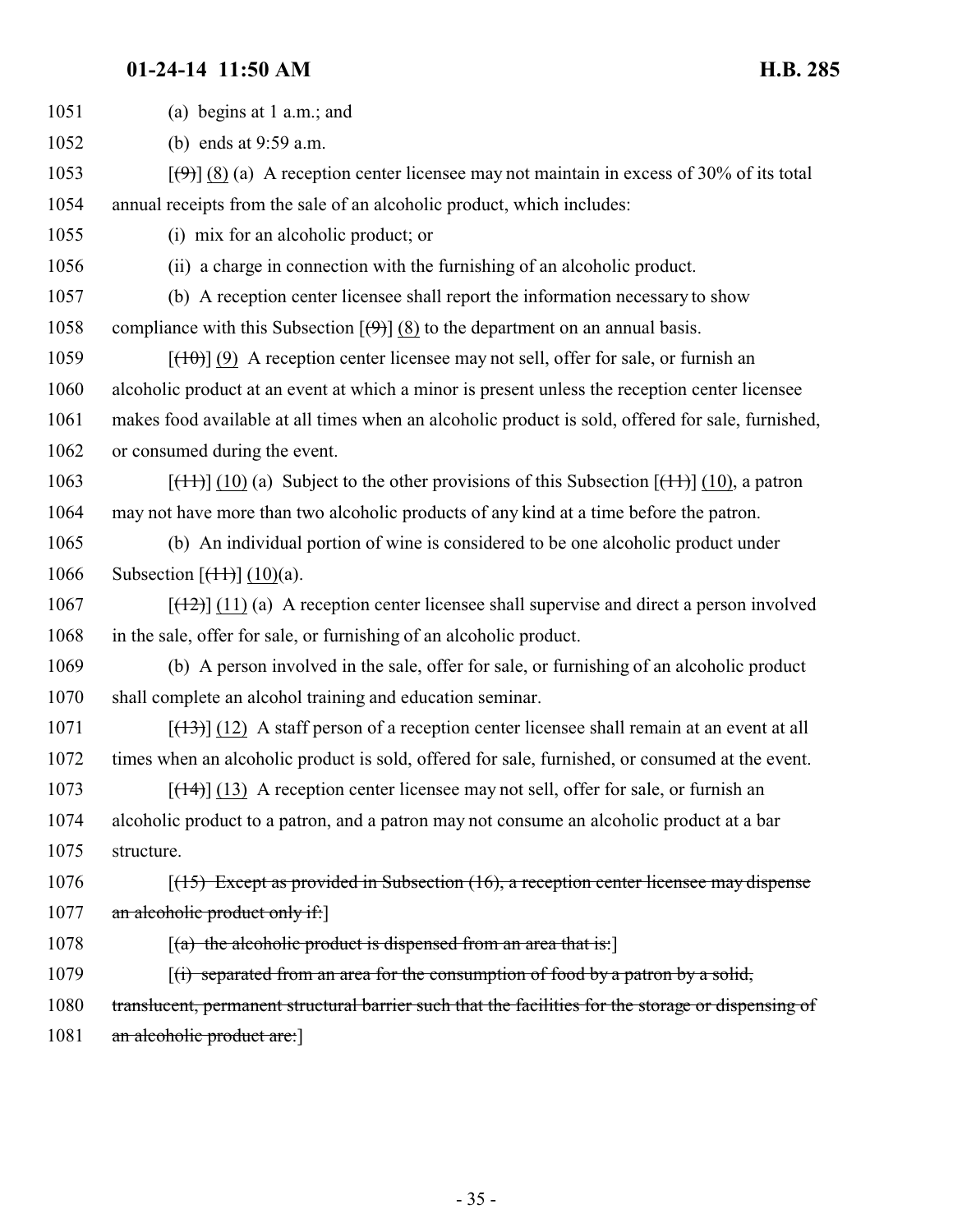(a) begins at 1 a.m.; and

(b) ends at 9:59 a.m.

[~~(9)~~] (8) (a) A reception center licensee may not maintain in excess of 30% of its total annual receipts from the sale of an alcoholic product, which includes:

(i) mix for an alcoholic product; or

(ii) a charge in connection with the furnishing of an alcoholic product.

(b) A reception center licensee shall report the information necessary to show compliance with this Subsection [~~(9)~~] (8) to the department on an annual basis.

[~~(10)~~] (9) A reception center licensee may not sell, offer for sale, or furnish an alcoholic product at an event at which a minor is present unless the reception center licensee makes food available at all times when an alcoholic product is sold, offered for sale, furnished, or consumed during the event.

[~~(11)~~] (10) (a) Subject to the other provisions of this Subsection [~~(11)~~] (10), a patron may not have more than two alcoholic products of any kind at a time before the patron.

(b) An individual portion of wine is considered to be one alcoholic product under Subsection [~~(11)~~] (10)(a).

[~~(12)~~] (11) (a) A reception center licensee shall supervise and direct a person involved in the sale, offer for sale, or furnishing of an alcoholic product.

(b) A person involved in the sale, offer for sale, or furnishing of an alcoholic product shall complete an alcohol training and education seminar.

[~~(13)~~] (12) A staff person of a reception center licensee shall remain at an event at all times when an alcoholic product is sold, offered for sale, furnished, or consumed at the event.

[~~(14)~~] (13) A reception center licensee may not sell, offer for sale, or furnish an alcoholic product to a patron, and a patron may not consume an alcoholic product at a bar structure.

[~~(15) Except as provided in Subsection (16), a reception center licensee may dispense an alcoholic product only if:~~]

[~~(a) the alcoholic product is dispensed from an area that is:~~]

[~~(i) separated from an area for the consumption of food by a patron by a solid, translucent, permanent structural barrier such that the facilities for the storage or dispensing of an alcoholic product are:~~]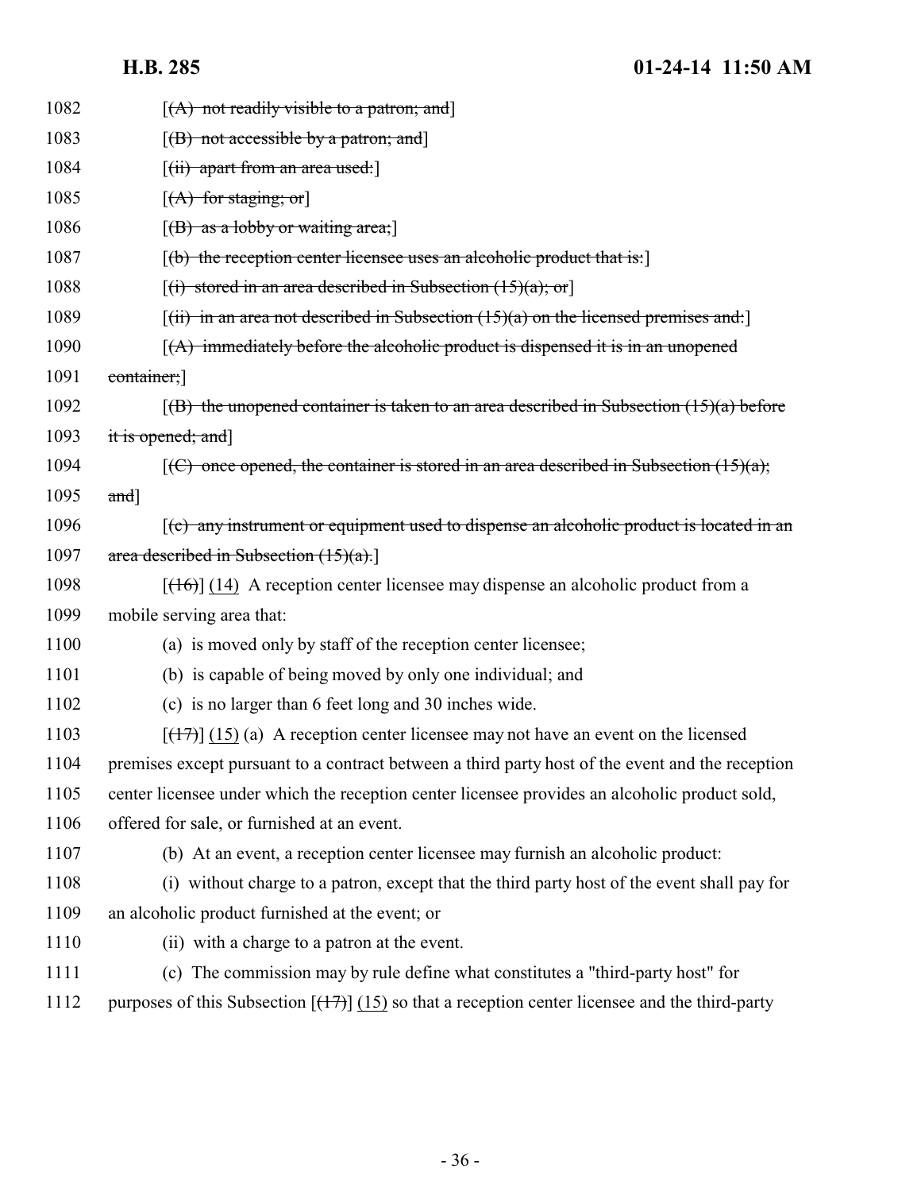[~~(A) not readily visible to a patron; and~~]

[~~(B) not accessible by a patron; and~~]

[~~(ii) apart from an area used:~~]

[~~(A) for staging; or~~]

[~~(B) as a lobby or waiting area;~~]

[~~(b) the reception center licensee uses an alcoholic product that is:~~]

[~~(i) stored in an area described in Subsection (15)(a); or~~]

[~~(ii) in an area not described in Subsection (15)(a) on the licensed premises and:~~]

[~~(A) immediately before the alcoholic product is dispensed it is in an unopened container;~~]

[~~(B) the unopened container is taken to an area described in Subsection (15)(a) before it is opened; and~~]

[~~(C) once opened, the container is stored in an area described in Subsection (15)(a); and~~]

[~~(c) any instrument or equipment used to dispense an alcoholic product is located in an area described in Subsection (15)(a).~~]

[~~(16)~~] (14) A reception center licensee may dispense an alcoholic product from a mobile serving area that:

(a) is moved only by staff of the reception center licensee;

(b) is capable of being moved by only one individual; and

(c) is no larger than 6 feet long and 30 inches wide.

[~~(17)~~] (15) (a) A reception center licensee may not have an event on the licensed premises except pursuant to a contract between a third party host of the event and the reception center licensee under which the reception center licensee provides an alcoholic product sold, offered for sale, or furnished at an event.

(b) At an event, a reception center licensee may furnish an alcoholic product:

(i) without charge to a patron, except that the third party host of the event shall pay for an alcoholic product furnished at the event; or

(ii) with a charge to a patron at the event.

(c) The commission may by rule define what constitutes a "third-party host" for purposes of this Subsection [~~(17)~~] (15) so that a reception center licensee and the third-party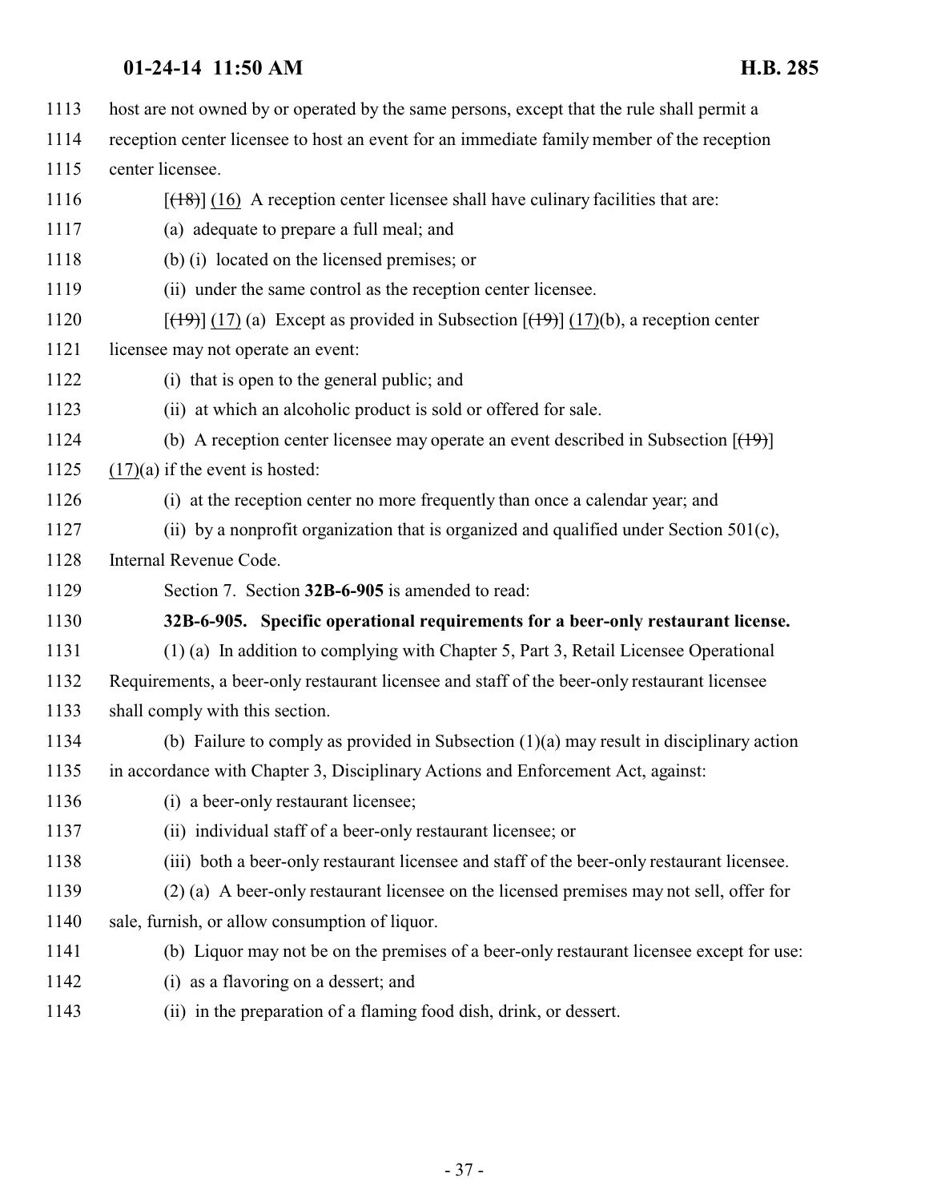host are not owned by or operated by the same persons, except that the rule shall permit a reception center licensee to host an event for an immediate family member of the reception center licensee.

[~~(18)~~] <u>(16)</u> A reception center licensee shall have culinary facilities that are:

(a) adequate to prepare a full meal; and

(b) (i) located on the licensed premises; or

(ii) under the same control as the reception center licensee.

[~~(19)~~] <u>(17)</u> (a) Except as provided in Subsection [~~(19)~~] <u>(17)</u>(b), a reception center licensee may not operate an event:

(i) that is open to the general public; and

(ii) at which an alcoholic product is sold or offered for sale.

(b) A reception center licensee may operate an event described in Subsection [~~(19)~~] <u>(17)</u>(a) if the event is hosted:

(i) at the reception center no more frequently than once a calendar year; and

(ii) by a nonprofit organization that is organized and qualified under Section 501(c), Internal Revenue Code.

Section 7. Section **32B-6-905** is amended to read:

**32B-6-905. Specific operational requirements for a beer-only restaurant license.**

(1) (a) In addition to complying with Chapter 5, Part 3, Retail Licensee Operational Requirements, a beer-only restaurant licensee and staff of the beer-only restaurant licensee shall comply with this section.

(b) Failure to comply as provided in Subsection (1)(a) may result in disciplinary action in accordance with Chapter 3, Disciplinary Actions and Enforcement Act, against:

(i) a beer-only restaurant licensee;

(ii) individual staff of a beer-only restaurant licensee; or

(iii) both a beer-only restaurant licensee and staff of the beer-only restaurant licensee.

(2) (a) A beer-only restaurant licensee on the licensed premises may not sell, offer for sale, furnish, or allow consumption of liquor.

(b) Liquor may not be on the premises of a beer-only restaurant licensee except for use:

(i) as a flavoring on a dessert; and

(ii) in the preparation of a flaming food dish, drink, or dessert.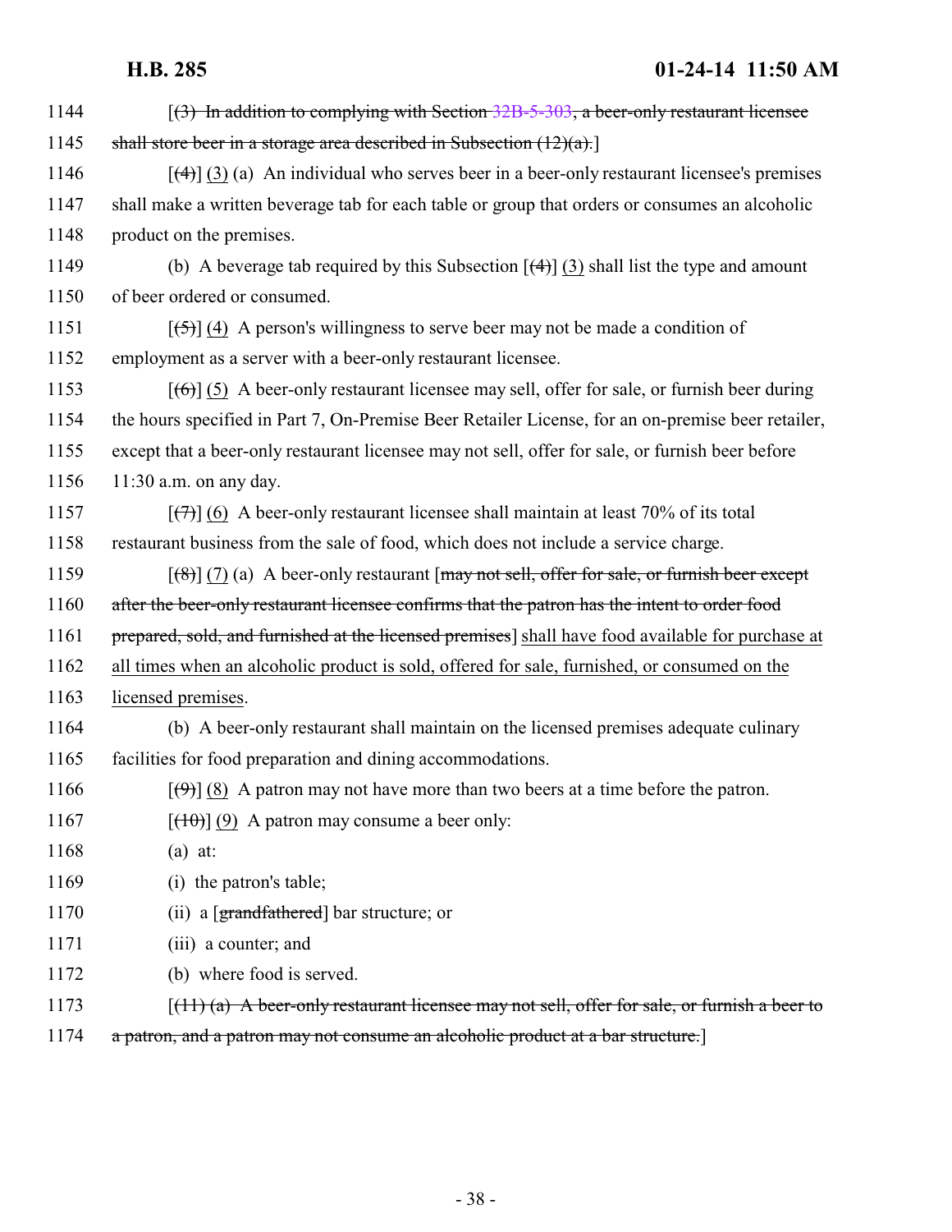1144 [(3) In addition to complying with Section 32B-5-303, a beer-only restaurant licensee
1145 shall store beer in a storage area described in Subsection (12)(a).]

1146 [(4)] (3) (a) An individual who serves beer in a beer-only restaurant licensee's premises
1147 shall make a written beverage tab for each table or group that orders or consumes an alcoholic
1148 product on the premises.

1149 (b) A beverage tab required by this Subsection [(4)] (3) shall list the type and amount
1150 of beer ordered or consumed.

1151 [(5)] (4) A person's willingness to serve beer may not be made a condition of
1152 employment as a server with a beer-only restaurant licensee.

1153 [(6)] (5) A beer-only restaurant licensee may sell, offer for sale, or furnish beer during
1154 the hours specified in Part 7, On-Premise Beer Retailer License, for an on-premise beer retailer,
1155 except that a beer-only restaurant licensee may not sell, offer for sale, or furnish beer before
1156 11:30 a.m. on any day.

1157 [(7)] (6) A beer-only restaurant licensee shall maintain at least 70% of its total
1158 restaurant business from the sale of food, which does not include a service charge.

1159 [(8)] (7) (a) A beer-only restaurant [may not sell, offer for sale, or furnish beer except
1160 after the beer-only restaurant licensee confirms that the patron has the intent to order food
1161 prepared, sold, and furnished at the licensed premises] shall have food available for purchase at
1162 all times when an alcoholic product is sold, offered for sale, furnished, or consumed on the
1163 licensed premises.

1164 (b) A beer-only restaurant shall maintain on the licensed premises adequate culinary
1165 facilities for food preparation and dining accommodations.

1166 [(9)] (8) A patron may not have more than two beers at a time before the patron.

1167 [(10)] (9) A patron may consume a beer only:

1168 (a) at:

1169 (i) the patron's table;

1170 (ii) a [grandfathered] bar structure; or

1171 (iii) a counter; and

1172 (b) where food is served.

1173 [(11) (a) A beer-only restaurant licensee may not sell, offer for sale, or furnish a beer to
1174 a patron, and a patron may not consume an alcoholic product at a bar structure.]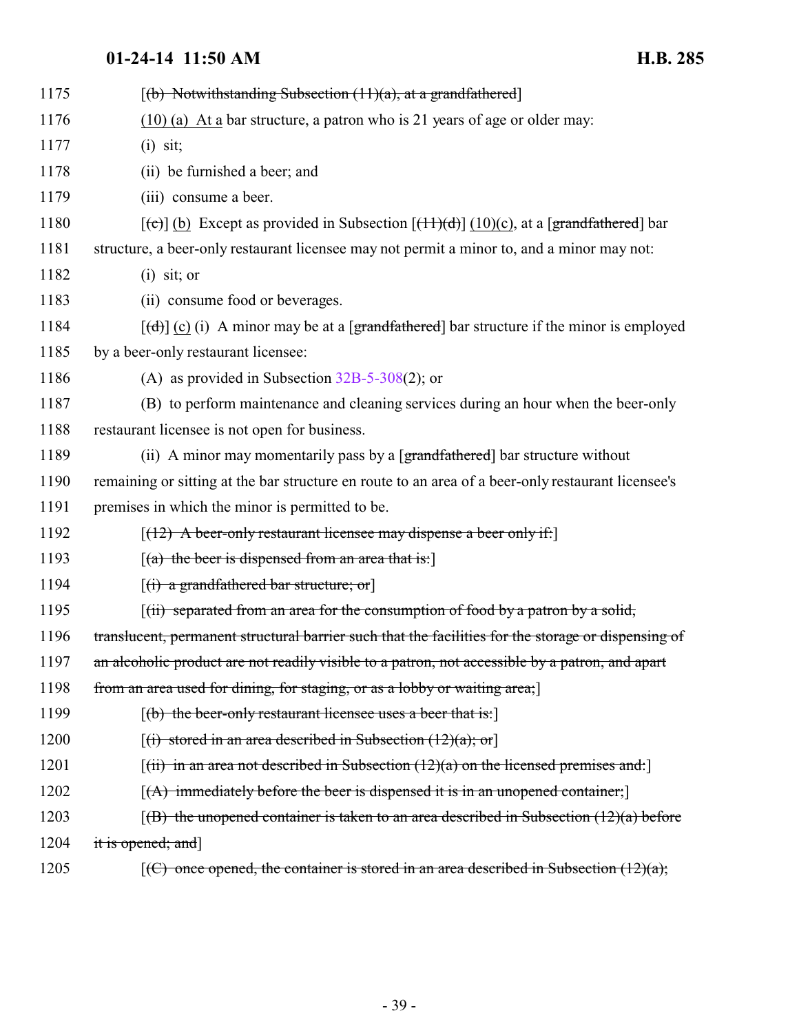1175 [(b) Notwithstanding Subsection (11)(a), at a grandfathered]

1176 (10) (a) At a bar structure, a patron who is 21 years of age or older may:

1177 (i) sit;

1178 (ii) be furnished a beer; and

1179 (iii) consume a beer.

1180 [(c)] (b) Except as provided in Subsection [(11)(d)] (10)(c), at a [grandfathered] bar

1181 structure, a beer-only restaurant licensee may not permit a minor to, and a minor may not:

1182 (i) sit; or

1183 (ii) consume food or beverages.

1184 [(d)] (c) (i) A minor may be at a [grandfathered] bar structure if the minor is employed

1185 by a beer-only restaurant licensee:

1186 (A) as provided in Subsection 32B-5-308(2); or

1187 (B) to perform maintenance and cleaning services during an hour when the beer-only

1188 restaurant licensee is not open for business.

1189 (ii) A minor may momentarily pass by a [grandfathered] bar structure without

1190 remaining or sitting at the bar structure en route to an area of a beer-only restaurant licensee's

1191 premises in which the minor is permitted to be.

1192 [(12) A beer-only restaurant licensee may dispense a beer only if:]

1193 [(a) the beer is dispensed from an area that is:]

1194 [(i) a grandfathered bar structure; or]

1195 [(ii) separated from an area for the consumption of food by a patron by a solid,

1196 translucent, permanent structural barrier such that the facilities for the storage or dispensing of

1197 an alcoholic product are not readily visible to a patron, not accessible by a patron, and apart

1198 from an area used for dining, for staging, or as a lobby or waiting area;]

1199 [(b) the beer-only restaurant licensee uses a beer that is:]

1200 [(i) stored in an area described in Subsection (12)(a); or]

1201 [(ii) in an area not described in Subsection (12)(a) on the licensed premises and:]

1202 [(A) immediately before the beer is dispensed it is in an unopened container;]

1203 [(B) the unopened container is taken to an area described in Subsection (12)(a) before

1204 it is opened; and]

1205 [(C) once opened, the container is stored in an area described in Subsection (12)(a);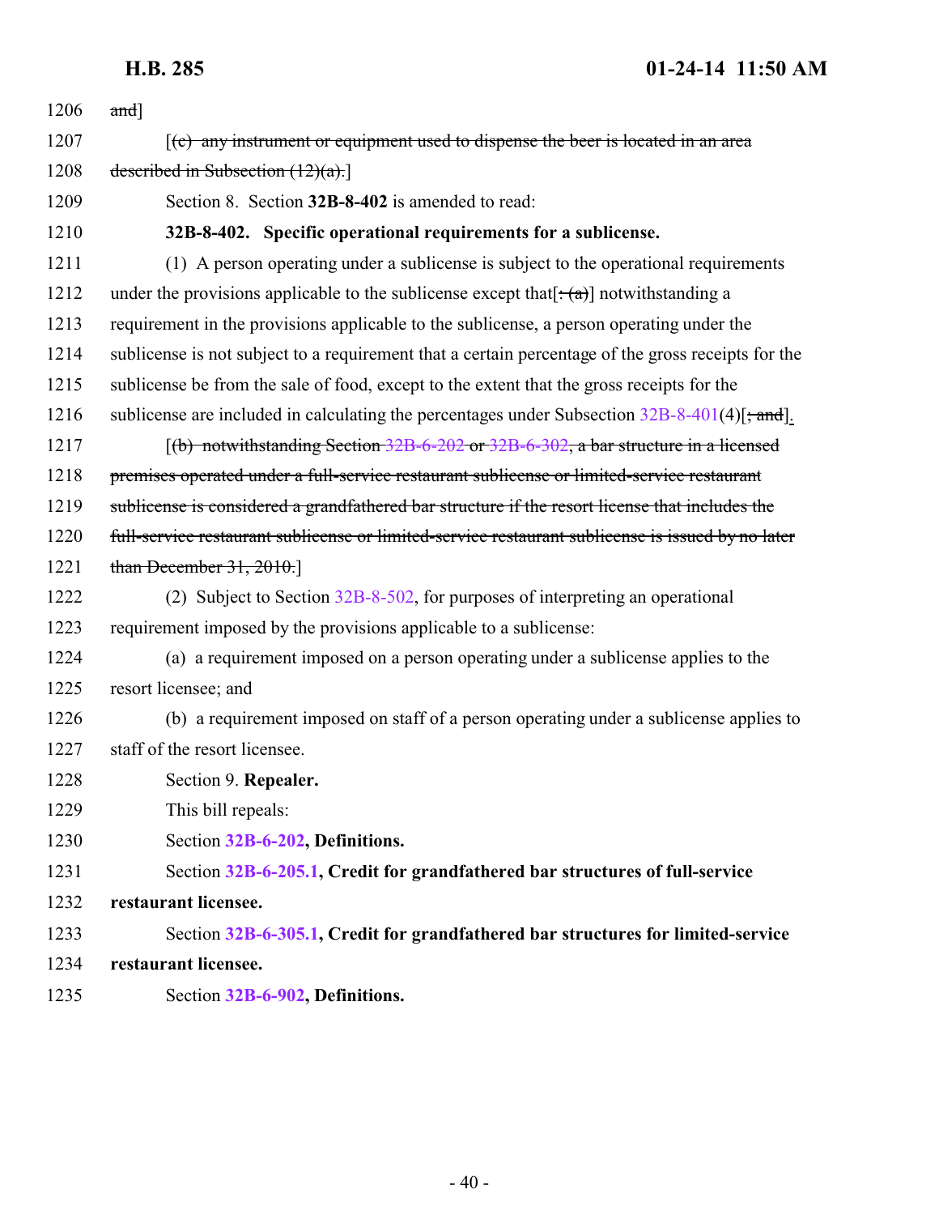1206 ~~and~~]

1207 [~~(c) any instrument or equipment used to dispense the beer is located in an area~~

1208 ~~described in Subsection (12)(a).~~]

1209 Section 8. Section **32B-8-402** is amended to read:

1210 **32B-8-402. Specific operational requirements for a sublicense.**

1211 (1) A person operating under a sublicense is subject to the operational requirements

1212 under the provisions applicable to the sublicense except that[~~: (a)~~] notwithstanding a

1213 requirement in the provisions applicable to the sublicense, a person operating under the

1214 sublicense is not subject to a requirement that a certain percentage of the gross receipts for the

1215 sublicense be from the sale of food, except to the extent that the gross receipts for the

1216 sublicense are included in calculating the percentages under Subsection 32B-8-401(4)[~~; and~~].

1217 [~~(b) notwithstanding Section 32B-6-202 or 32B-6-302, a bar structure in a licensed~~

1218 ~~premises operated under a full-service restaurant sublicense or limited-service restaurant~~

1219 ~~sublicense is considered a grandfathered bar structure if the resort license that includes the~~

1220 ~~full-service restaurant sublicense or limited-service restaurant sublicense is issued by no later~~

1221 ~~than December 31, 2010.~~]

1222 (2) Subject to Section 32B-8-502, for purposes of interpreting an operational

1223 requirement imposed by the provisions applicable to a sublicense:

1224 (a) a requirement imposed on a person operating under a sublicense applies to the

1225 resort licensee; and

1226 (b) a requirement imposed on staff of a person operating under a sublicense applies to

1227 staff of the resort licensee.

1228 Section 9. **Repealer.**

1229 This bill repeals:

1230 Section **32B-6-202, Definitions.**

1231 Section **32B-6-205.1, Credit for grandfathered bar structures of full-service**

1232 **restaurant licensee.**

1233 Section **32B-6-305.1, Credit for grandfathered bar structures for limited-service**

1234 **restaurant licensee.**

1235 Section **32B-6-902, Definitions.**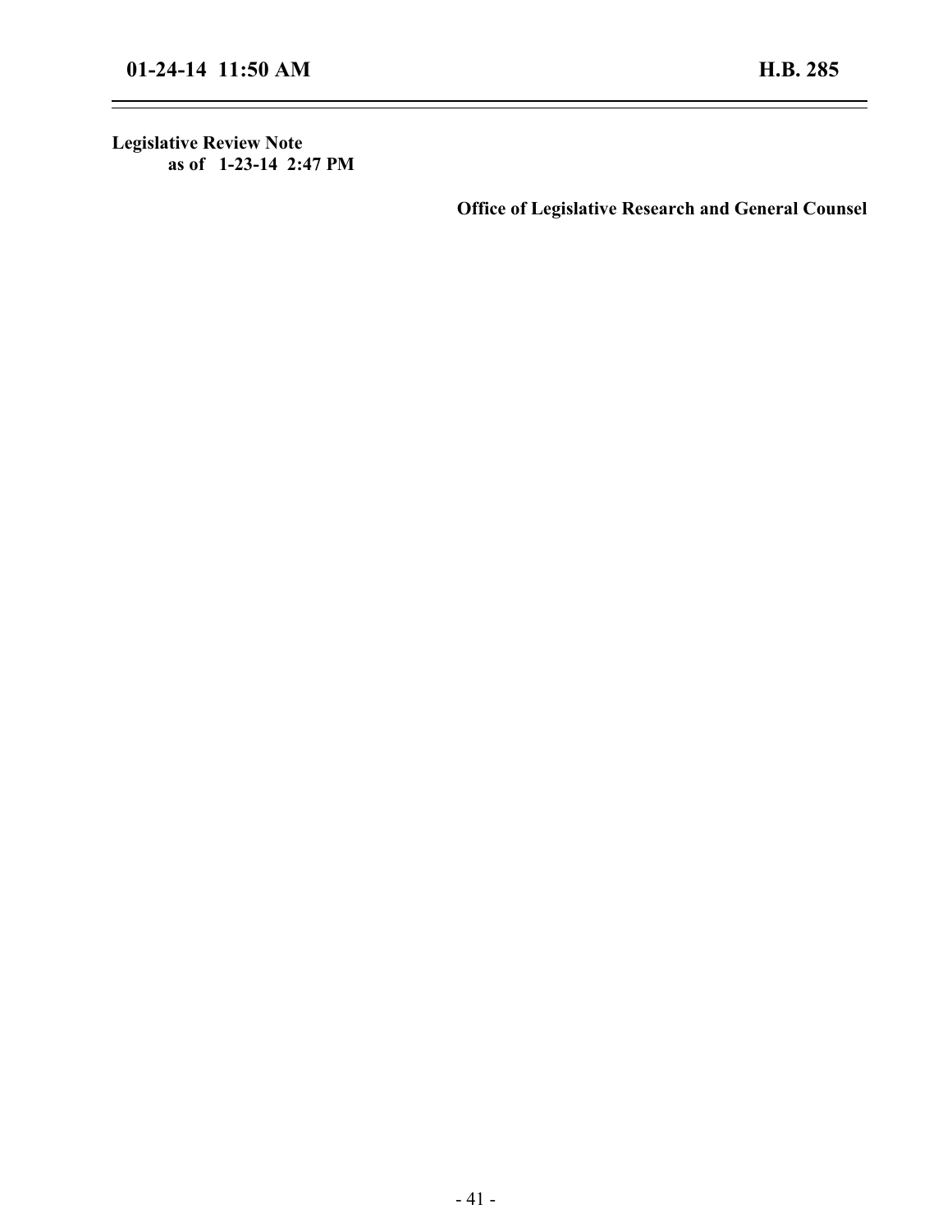**Legislative Review Note**
**as of 1-23-14 2:47 PM**

**Office of Legislative Research and General Counsel**